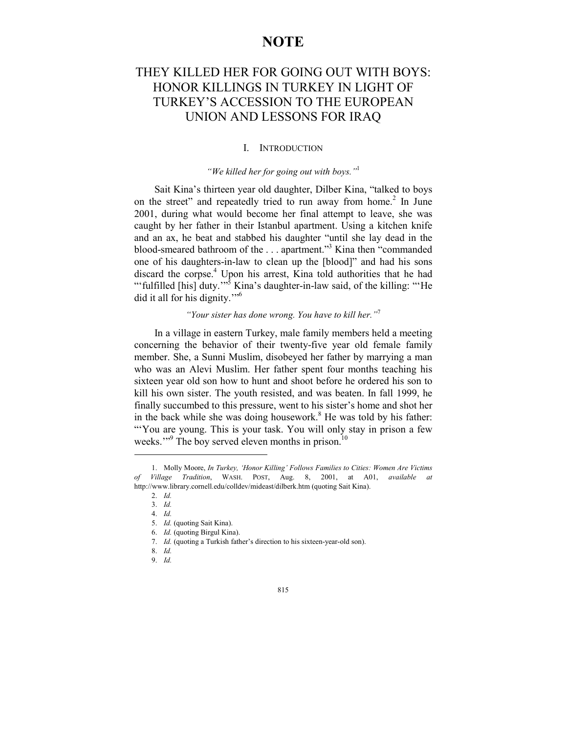# NOTE

# THEY KILLED HER FOR GOING OUT WITH BOYS: HONOR KILLINGS IN TURKEY IN LIGHT OF TURKEY'S ACCESSION TO THE EUROPEAN UNION AND LESSONS FOR IRAQ

## I. INTRODUCTION

*"We killed her for going out with boys."*[1]

Sait Kina's thirteen year old daughter, Dilber Kina, "talked to boys on the street" and repeatedly tried to run away from home.[2] In June 2001, during what would become her final attempt to leave, she was caught by her father in their Istanbul apartment. Using a kitchen knife and an ax, he beat and stabbed his daughter "until she lay dead in the blood-smeared bathroom of the . . . apartment."[3] Kina then "commanded one of his daughters-in-law to clean up the [blood]" and had his sons discard the corpse.[4] Upon his arrest, Kina told authorities that he had "'fulfilled [his] duty.'"[5] Kina's daughter-in-law said, of the killing: "'He did it all for his dignity.'"[6]

*"Your sister has done wrong. You have to kill her."*[7]

In a village in eastern Turkey, male family members held a meeting concerning the behavior of their twenty-five year old female family member. She, a Sunni Muslim, disobeyed her father by marrying a man who was an Alevi Muslim. Her father spent four months teaching his sixteen year old son how to hunt and shoot before he ordered his son to kill his own sister. The youth resisted, and was beaten. In fall 1999, he finally succumbed to this pressure, went to his sister's home and shot her in the back while she was doing housework.[8] He was told by his father: "'You are young. This is your task. You will only stay in prison a few weeks.'"[9] The boy served eleven months in prison.[10]

---

1. Molly Moore, *In Turkey, 'Honor Killing' Follows Families to Cities: Women Are Victims of Village Tradition*, WASH. POST, Aug. 8, 2001, at A01, *available at* http://www.library.cornell.edu/colldev/mideast/dilberk.htm (quoting Sait Kina).
2. *Id.*
3. *Id.*
4. *Id.*
5. *Id.* (quoting Sait Kina).
6. *Id.* (quoting Birgul Kina).
7. *Id.* (quoting a Turkish father's direction to his sixteen-year-old son).
8. *Id.*
9. *Id.*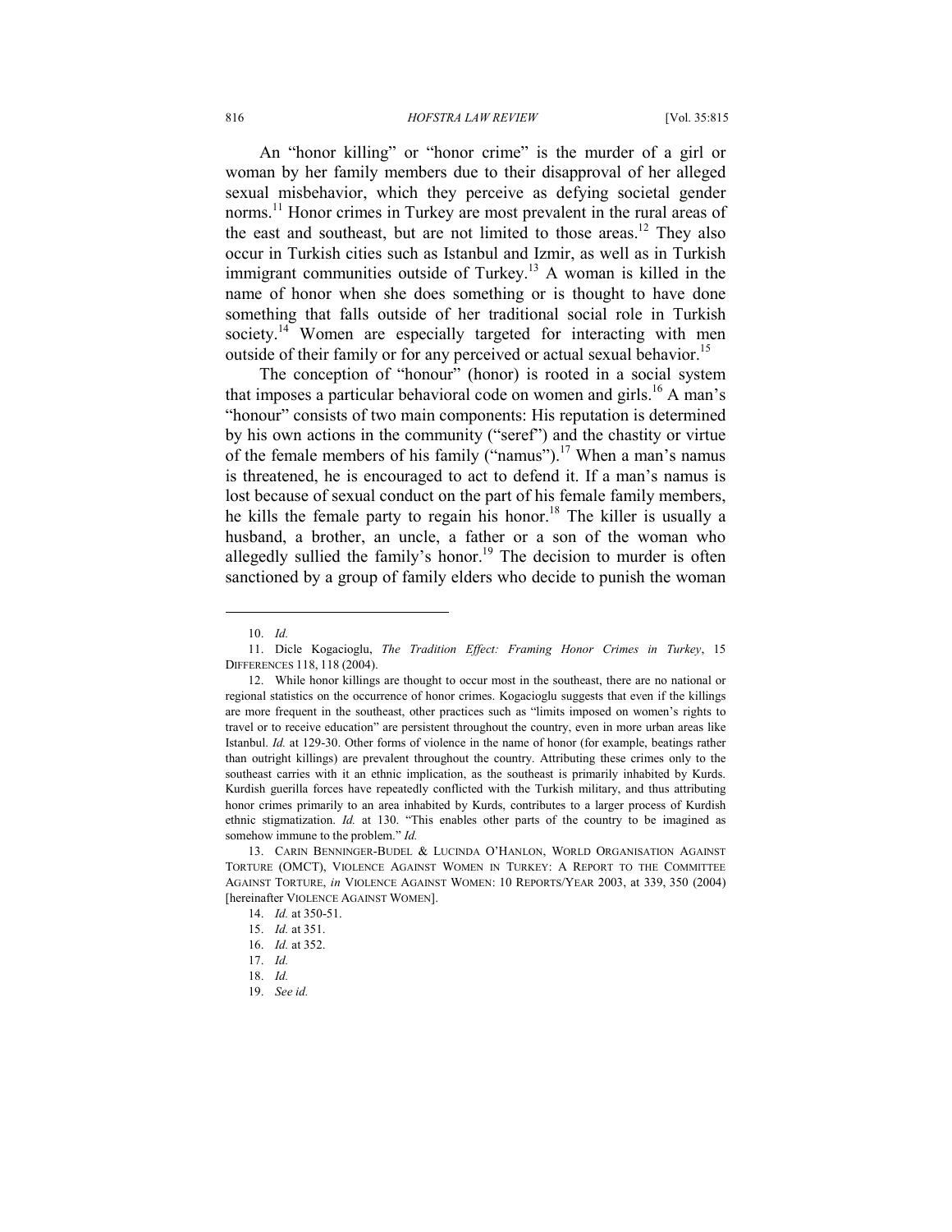An "honor killing" or "honor crime" is the murder of a girl or woman by her family members due to their disapproval of her alleged sexual misbehavior, which they perceive as defying societal gender norms.[11] Honor crimes in Turkey are most prevalent in the rural areas of the east and southeast, but are not limited to those areas.[12] They also occur in Turkish cities such as Istanbul and Izmir, as well as in Turkish immigrant communities outside of Turkey.[13] A woman is killed in the name of honor when she does something or is thought to have done something that falls outside of her traditional social role in Turkish society.[14] Women are especially targeted for interacting with men outside of their family or for any perceived or actual sexual behavior.[15]

The conception of "honour" (honor) is rooted in a social system that imposes a particular behavioral code on women and girls.[16] A man's "honour" consists of two main components: His reputation is determined by his own actions in the community ("seref") and the chastity or virtue of the female members of his family ("namus").[17] When a man's namus is threatened, he is encouraged to act to defend it. If a man's namus is lost because of sexual conduct on the part of his female family members, he kills the female party to regain his honor.[18] The killer is usually a husband, a brother, an uncle, a father or a son of the woman who allegedly sullied the family's honor.[19] The decision to murder is often sanctioned by a group of family elders who decide to punish the woman

---

10. *Id.*

11. Dicle Kogacioglu, *The Tradition Effect: Framing Honor Crimes in Turkey*, 15 DIFFERENCES 118, 118 (2004).

12. While honor killings are thought to occur most in the southeast, there are no national or regional statistics on the occurrence of honor crimes. Kogacioglu suggests that even if the killings are more frequent in the southeast, other practices such as "limits imposed on women's rights to travel or to receive education" are persistent throughout the country, even in more urban areas like Istanbul. *Id.* at 129-30. Other forms of violence in the name of honor (for example, beatings rather than outright killings) are prevalent throughout the country. Attributing these crimes only to the southeast carries with it an ethnic implication, as the southeast is primarily inhabited by Kurds. Kurdish guerilla forces have repeatedly conflicted with the Turkish military, and thus attributing honor crimes primarily to an area inhabited by Kurds, contributes to a larger process of Kurdish ethnic stigmatization. *Id.* at 130. "This enables other parts of the country to be imagined as somehow immune to the problem." *Id.*

13. CARIN BENNINGER-BUDEL & LUCINDA O'HANLON, WORLD ORGANISATION AGAINST TORTURE (OMCT), VIOLENCE AGAINST WOMEN IN TURKEY: A REPORT TO THE COMMITTEE AGAINST TORTURE, *in* VIOLENCE AGAINST WOMEN: 10 REPORTS/YEAR 2003, at 339, 350 (2004) [hereinafter VIOLENCE AGAINST WOMEN].

14. *Id.* at 350-51.

15. *Id.* at 351.

16. *Id.* at 352.

17. *Id.*

18. *Id.*

19. *See id.*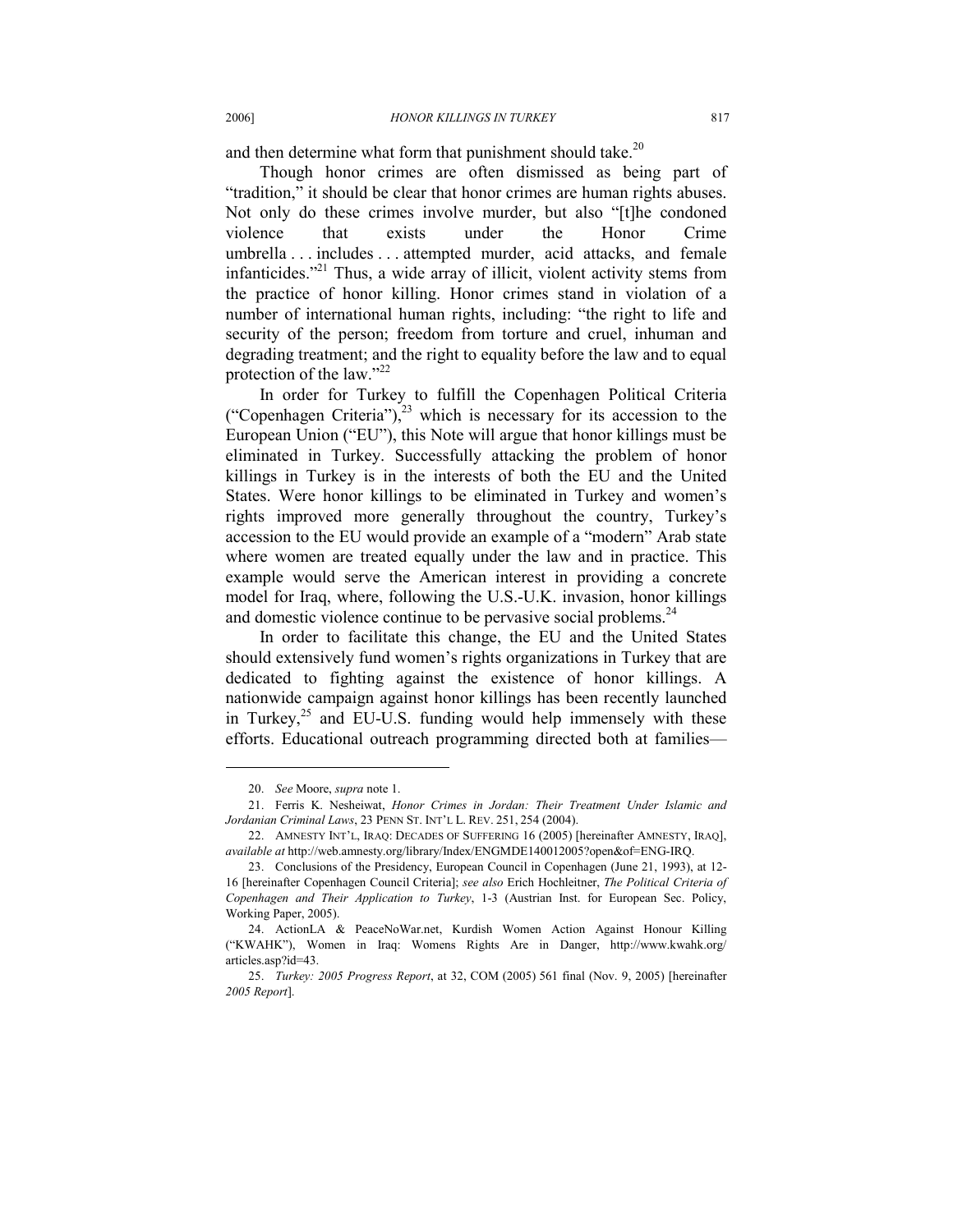and then determine what form that punishment should take.[20]

Though honor crimes are often dismissed as being part of "tradition," it should be clear that honor crimes are human rights abuses. Not only do these crimes involve murder, but also "[t]he condoned violence that exists under the Honor Crime umbrella . . . includes . . . attempted murder, acid attacks, and female infanticides."[21] Thus, a wide array of illicit, violent activity stems from the practice of honor killing. Honor crimes stand in violation of a number of international human rights, including: "the right to life and security of the person; freedom from torture and cruel, inhuman and degrading treatment; and the right to equality before the law and to equal protection of the law."[22]

In order for Turkey to fulfill the Copenhagen Political Criteria ("Copenhagen Criteria"),[23] which is necessary for its accession to the European Union ("EU"), this Note will argue that honor killings must be eliminated in Turkey. Successfully attacking the problem of honor killings in Turkey is in the interests of both the EU and the United States. Were honor killings to be eliminated in Turkey and women's rights improved more generally throughout the country, Turkey's accession to the EU would provide an example of a "modern" Arab state where women are treated equally under the law and in practice. This example would serve the American interest in providing a concrete model for Iraq, where, following the U.S.-U.K. invasion, honor killings and domestic violence continue to be pervasive social problems.[24]

In order to facilitate this change, the EU and the United States should extensively fund women's rights organizations in Turkey that are dedicated to fighting against the existence of honor killings. A nationwide campaign against honor killings has been recently launched in Turkey,[25] and EU-U.S. funding would help immensely with these efforts. Educational outreach programming directed both at families—

---

20. *See* Moore, *supra* note 1.

21. Ferris K. Nesheiwat, *Honor Crimes in Jordan: Their Treatment Under Islamic and Jordanian Criminal Laws*, 23 PENN ST. INT'L L. REV. 251, 254 (2004).

22. AMNESTY INT'L, IRAQ: DECADES OF SUFFERING 16 (2005) [hereinafter AMNESTY, IRAQ], *available at* http://web.amnesty.org/library/Index/ENGMDE140012005?open&of=ENG-IRQ.

23. Conclusions of the Presidency, European Council in Copenhagen (June 21, 1993), at 12-16 [hereinafter Copenhagen Council Criteria]; *see also* Erich Hochleitner, *The Political Criteria of Copenhagen and Their Application to Turkey*, 1-3 (Austrian Inst. for European Sec. Policy, Working Paper, 2005).

24. ActionLA & PeaceNoWar.net, Kurdish Women Action Against Honour Killing ("KWAHK"), Women in Iraq: Womens Rights Are in Danger, http://www.kwahk.org/articles.asp?id=43.

25. *Turkey: 2005 Progress Report*, at 32, COM (2005) 561 final (Nov. 9, 2005) [hereinafter *2005 Report*].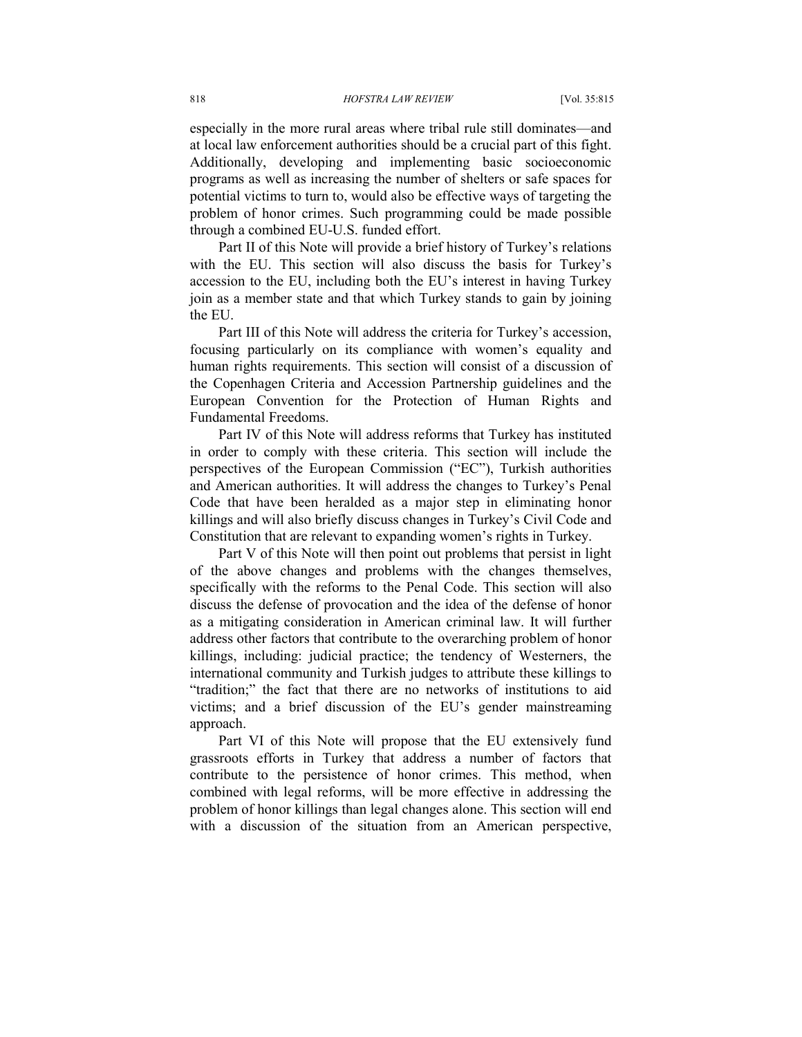especially in the more rural areas where tribal rule still dominates—and at local law enforcement authorities should be a crucial part of this fight. Additionally, developing and implementing basic socioeconomic programs as well as increasing the number of shelters or safe spaces for potential victims to turn to, would also be effective ways of targeting the problem of honor crimes. Such programming could be made possible through a combined EU-U.S. funded effort.

Part II of this Note will provide a brief history of Turkey's relations with the EU. This section will also discuss the basis for Turkey's accession to the EU, including both the EU's interest in having Turkey join as a member state and that which Turkey stands to gain by joining the EU.

Part III of this Note will address the criteria for Turkey's accession, focusing particularly on its compliance with women's equality and human rights requirements. This section will consist of a discussion of the Copenhagen Criteria and Accession Partnership guidelines and the European Convention for the Protection of Human Rights and Fundamental Freedoms.

Part IV of this Note will address reforms that Turkey has instituted in order to comply with these criteria. This section will include the perspectives of the European Commission ("EC"), Turkish authorities and American authorities. It will address the changes to Turkey's Penal Code that have been heralded as a major step in eliminating honor killings and will also briefly discuss changes in Turkey's Civil Code and Constitution that are relevant to expanding women's rights in Turkey.

Part V of this Note will then point out problems that persist in light of the above changes and problems with the changes themselves, specifically with the reforms to the Penal Code. This section will also discuss the defense of provocation and the idea of the defense of honor as a mitigating consideration in American criminal law. It will further address other factors that contribute to the overarching problem of honor killings, including: judicial practice; the tendency of Westerners, the international community and Turkish judges to attribute these killings to "tradition;" the fact that there are no networks of institutions to aid victims; and a brief discussion of the EU's gender mainstreaming approach.

Part VI of this Note will propose that the EU extensively fund grassroots efforts in Turkey that address a number of factors that contribute to the persistence of honor crimes. This method, when combined with legal reforms, will be more effective in addressing the problem of honor killings than legal changes alone. This section will end with a discussion of the situation from an American perspective,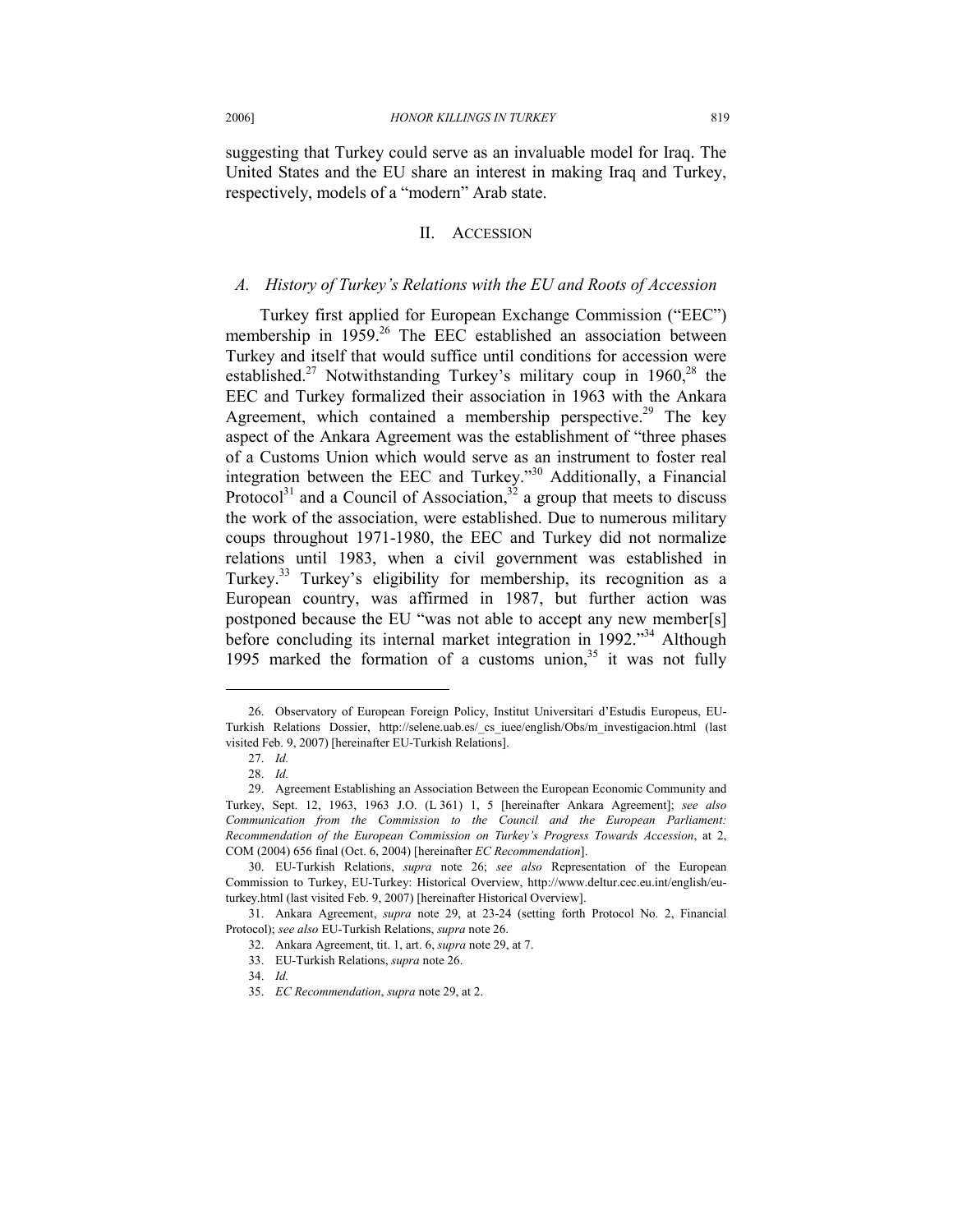suggesting that Turkey could serve as an invaluable model for Iraq. The United States and the EU share an interest in making Iraq and Turkey, respectively, models of a "modern" Arab state.

## II. Accession

### *A. History of Turkey's Relations with the EU and Roots of Accession*

Turkey first applied for European Exchange Commission ("EEC") membership in 1959.[26] The EEC established an association between Turkey and itself that would suffice until conditions for accession were established.[27] Notwithstanding Turkey's military coup in 1960,[28] the EEC and Turkey formalized their association in 1963 with the Ankara Agreement, which contained a membership perspective.[29] The key aspect of the Ankara Agreement was the establishment of "three phases of a Customs Union which would serve as an instrument to foster real integration between the EEC and Turkey."[30] Additionally, a Financial Protocol[31] and a Council of Association,[32] a group that meets to discuss the work of the association, were established. Due to numerous military coups throughout 1971-1980, the EEC and Turkey did not normalize relations until 1983, when a civil government was established in Turkey.[33] Turkey's eligibility for membership, its recognition as a European country, was affirmed in 1987, but further action was postponed because the EU "was not able to accept any new member[s] before concluding its internal market integration in 1992."[34] Although 1995 marked the formation of a customs union,[35] it was not fully

---

26. Observatory of European Foreign Policy, Institut Universitari d'Estudis Europeus, EU-Turkish Relations Dossier, http://selene.uab.es/_cs_iuee/english/Obs/m_investigacion.html (last visited Feb. 9, 2007) [hereinafter EU-Turkish Relations].

27. *Id.*

28. *Id.*

29. Agreement Establishing an Association Between the European Economic Community and Turkey, Sept. 12, 1963, 1963 J.O. (L 361) 1, 5 [hereinafter Ankara Agreement]; *see also Communication from the Commission to the Council and the European Parliament: Recommendation of the European Commission on Turkey's Progress Towards Accession*, at 2, COM (2004) 656 final (Oct. 6, 2004) [hereinafter *EC Recommendation*].

30. EU-Turkish Relations, *supra* note 26; *see also* Representation of the European Commission to Turkey, EU-Turkey: Historical Overview, http://www.deltur.cec.eu.int/english/eu-turkey.html (last visited Feb. 9, 2007) [hereinafter Historical Overview].

31. Ankara Agreement, *supra* note 29, at 23-24 (setting forth Protocol No. 2, Financial Protocol); *see also* EU-Turkish Relations, *supra* note 26.

32. Ankara Agreement, tit. 1, art. 6, *supra* note 29, at 7.

33. EU-Turkish Relations, *supra* note 26.

34. *Id.*

35. *EC Recommendation*, *supra* note 29, at 2.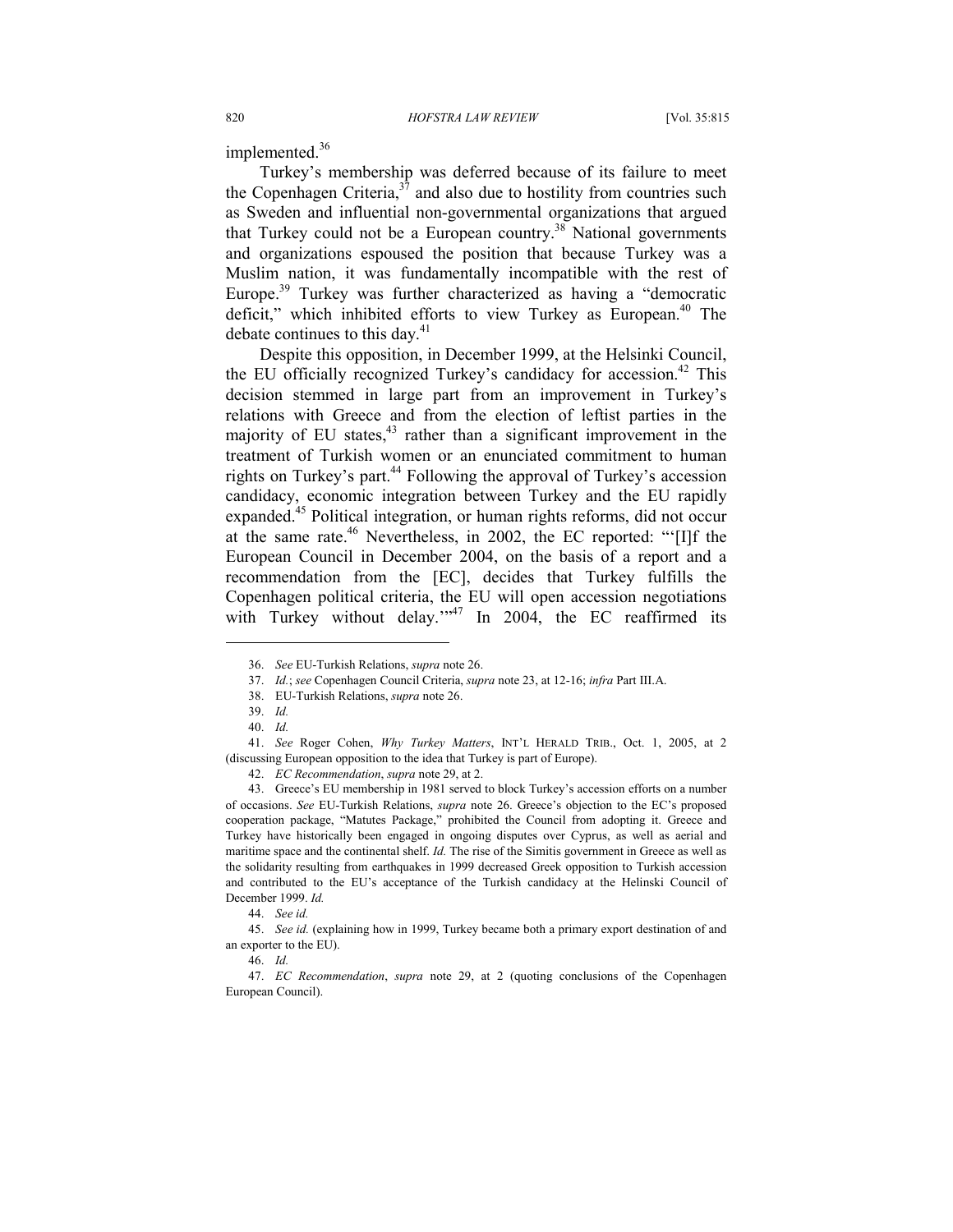implemented.[36]

Turkey's membership was deferred because of its failure to meet the Copenhagen Criteria,[37] and also due to hostility from countries such as Sweden and influential non-governmental organizations that argued that Turkey could not be a European country.[38] National governments and organizations espoused the position that because Turkey was a Muslim nation, it was fundamentally incompatible with the rest of Europe.[39] Turkey was further characterized as having a "democratic deficit," which inhibited efforts to view Turkey as European.[40] The debate continues to this day.[41]

Despite this opposition, in December 1999, at the Helsinki Council, the EU officially recognized Turkey's candidacy for accession.[42] This decision stemmed in large part from an improvement in Turkey's relations with Greece and from the election of leftist parties in the majority of EU states,[43] rather than a significant improvement in the treatment of Turkish women or an enunciated commitment to human rights on Turkey's part.[44] Following the approval of Turkey's accession candidacy, economic integration between Turkey and the EU rapidly expanded.[45] Political integration, or human rights reforms, did not occur at the same rate.[46] Nevertheless, in 2002, the EC reported: "'[I]f the European Council in December 2004, on the basis of a report and a recommendation from the [EC], decides that Turkey fulfills the Copenhagen political criteria, the EU will open accession negotiations with Turkey without delay.'"[47] In 2004, the EC reaffirmed its

---

36. *See* EU-Turkish Relations, *supra* note 26.

37. *Id.*; *see* Copenhagen Council Criteria, *supra* note 23, at 12-16; *infra* Part III.A.

38. EU-Turkish Relations, *supra* note 26.

39. *Id.*

40. *Id.*

41. *See* Roger Cohen, *Why Turkey Matters*, INT'L HERALD TRIB., Oct. 1, 2005, at 2 (discussing European opposition to the idea that Turkey is part of Europe).

42. *EC Recommendation*, *supra* note 29, at 2.

43. Greece's EU membership in 1981 served to block Turkey's accession efforts on a number of occasions. *See* EU-Turkish Relations, *supra* note 26. Greece's objection to the EC's proposed cooperation package, "Matutes Package," prohibited the Council from adopting it. Greece and Turkey have historically been engaged in ongoing disputes over Cyprus, as well as aerial and maritime space and the continental shelf. *Id.* The rise of the Simitis government in Greece as well as the solidarity resulting from earthquakes in 1999 decreased Greek opposition to Turkish accession and contributed to the EU's acceptance of the Turkish candidacy at the Helinski Council of December 1999. *Id.*

44. *See id.*

45. *See id.* (explaining how in 1999, Turkey became both a primary export destination of and an exporter to the EU).

46. *Id.*

47. *EC Recommendation*, *supra* note 29, at 2 (quoting conclusions of the Copenhagen European Council).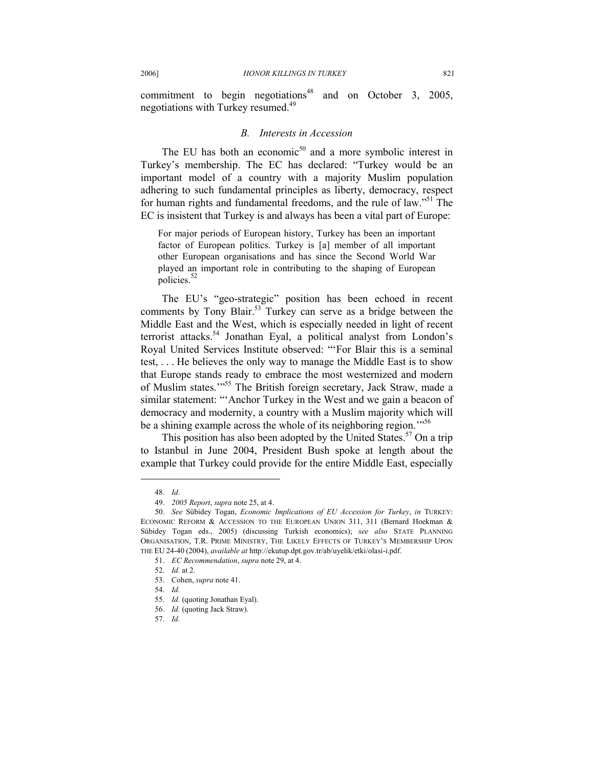commitment to begin negotiations[48] and on October 3, 2005, negotiations with Turkey resumed.[49]

### *B. Interests in Accession*

The EU has both an economic[50] and a more symbolic interest in Turkey's membership. The EC has declared: "Turkey would be an important model of a country with a majority Muslim population adhering to such fundamental principles as liberty, democracy, respect for human rights and fundamental freedoms, and the rule of law."[51] The EC is insistent that Turkey is and always has been a vital part of Europe:

> For major periods of European history, Turkey has been an important factor of European politics. Turkey is [a] member of all important other European organisations and has since the Second World War played an important role in contributing to the shaping of European policies.[52]

The EU's "geo-strategic" position has been echoed in recent comments by Tony Blair.[53] Turkey can serve as a bridge between the Middle East and the West, which is especially needed in light of recent terrorist attacks.[54] Jonathan Eyal, a political analyst from London's Royal United Services Institute observed: "'For Blair this is a seminal test, . . . He believes the only way to manage the Middle East is to show that Europe stands ready to embrace the most westernized and modern of Muslim states.'"[55] The British foreign secretary, Jack Straw, made a similar statement: "'Anchor Turkey in the West and we gain a beacon of democracy and modernity, a country with a Muslim majority which will be a shining example across the whole of its neighboring region.'"[56]

This position has also been adopted by the United States.[57] On a trip to Istanbul in June 2004, President Bush spoke at length about the example that Turkey could provide for the entire Middle East, especially

---

48. *Id*.

49. *2005 Report*, *supra* note 25, at 4.

50. *See* Sübidey Togan, *Economic Implications of EU Accession for Turkey*, *in* TURKEY: ECONOMIC REFORM & ACCESSION TO THE EUROPEAN UNION 311, 311 (Bernard Hoekman & Sübidey Togan eds., 2005) (discussing Turkish economics); *see also* STATE PLANNING ORGANISATION, T.R. PRIME MINISTRY, THE LIKELY EFFECTS OF TURKEY'S MEMBERSHIP UPON THE EU 24-40 (2004), *available at* http://ekutup.dpt.gov.tr/ab/uyelik/etki/olasi-i.pdf.

51. *EC Recommendation*, *supra* note 29, at 4.

52. *Id.* at 2.

53. Cohen, *supra* note 41.

54. *Id.*

55. *Id.* (quoting Jonathan Eyal).

56. *Id.* (quoting Jack Straw).

57. *Id.*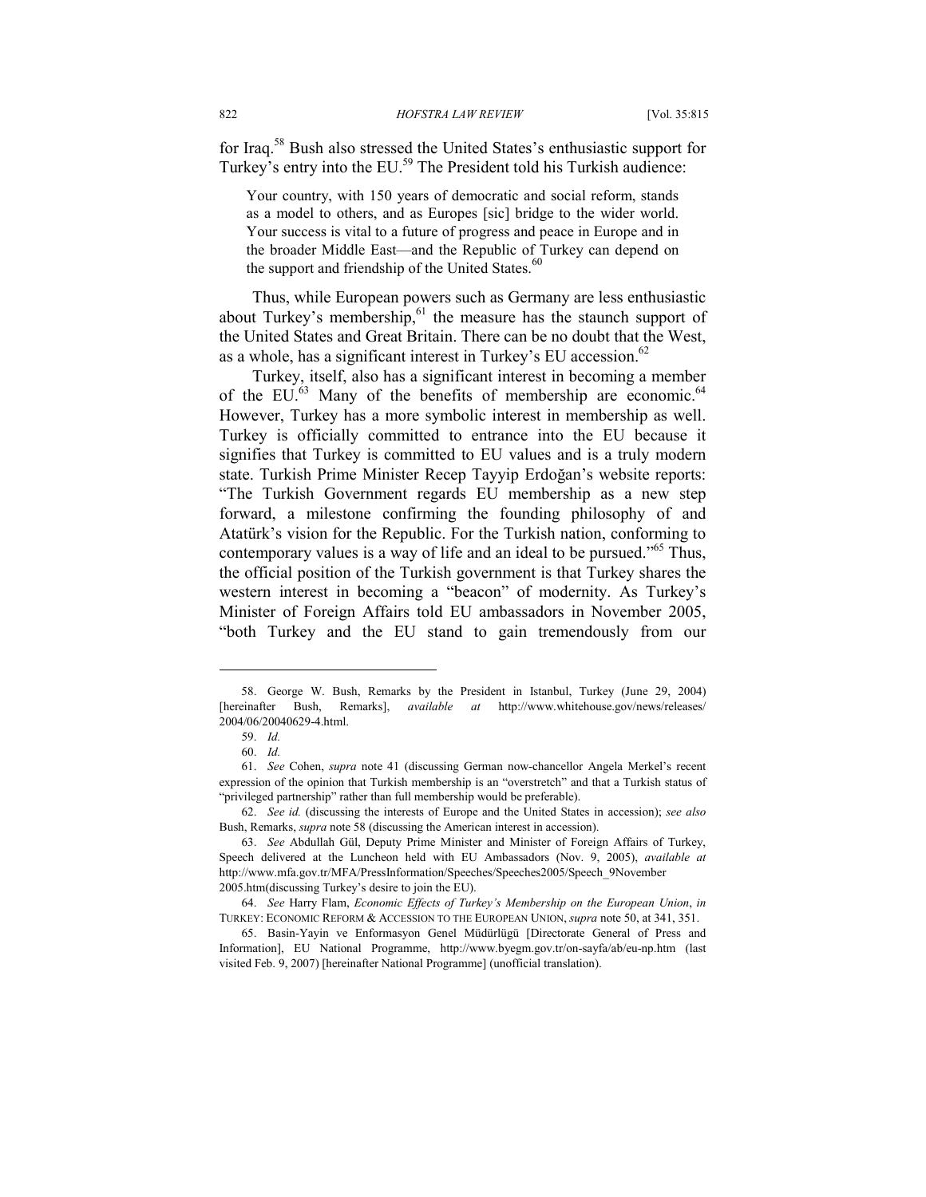for Iraq.[58] Bush also stressed the United States's enthusiastic support for Turkey's entry into the EU.[59] The President told his Turkish audience:

> Your country, with 150 years of democratic and social reform, stands as a model to others, and as Europes [sic] bridge to the wider world. Your success is vital to a future of progress and peace in Europe and in the broader Middle East—and the Republic of Turkey can depend on the support and friendship of the United States.[60]

Thus, while European powers such as Germany are less enthusiastic about Turkey's membership,[61] the measure has the staunch support of the United States and Great Britain. There can be no doubt that the West, as a whole, has a significant interest in Turkey's EU accession.[62]

Turkey, itself, also has a significant interest in becoming a member of the EU.[63] Many of the benefits of membership are economic.[64] However, Turkey has a more symbolic interest in membership as well. Turkey is officially committed to entrance into the EU because it signifies that Turkey is committed to EU values and is a truly modern state. Turkish Prime Minister Recep Tayyip Erdoğan's website reports: "The Turkish Government regards EU membership as a new step forward, a milestone confirming the founding philosophy of and Atatürk's vision for the Republic. For the Turkish nation, conforming to contemporary values is a way of life and an ideal to be pursued."[65] Thus, the official position of the Turkish government is that Turkey shares the western interest in becoming a "beacon" of modernity. As Turkey's Minister of Foreign Affairs told EU ambassadors in November 2005, "both Turkey and the EU stand to gain tremendously from our

---

58. George W. Bush, Remarks by the President in Istanbul, Turkey (June 29, 2004) [hereinafter Bush, Remarks], *available at* http://www.whitehouse.gov/news/releases/2004/06/20040629-4.html.

59. *Id.*

60. *Id.*

61. *See* Cohen, *supra* note 41 (discussing German now-chancellor Angela Merkel's recent expression of the opinion that Turkish membership is an "overstretch" and that a Turkish status of "privileged partnership" rather than full membership would be preferable).

62. *See id.* (discussing the interests of Europe and the United States in accession); *see also* Bush, Remarks, *supra* note 58 (discussing the American interest in accession).

63. *See* Abdullah Gül, Deputy Prime Minister and Minister of Foreign Affairs of Turkey, Speech delivered at the Luncheon held with EU Ambassadors (Nov. 9, 2005), *available at* http://www.mfa.gov.tr/MFA/PressInformation/Speeches/Speeches2005/Speech_9November2005.htm(discussing Turkey's desire to join the EU).

64. *See* Harry Flam, *Economic Effects of Turkey's Membership on the European Union*, *in* TURKEY: ECONOMIC REFORM & ACCESSION TO THE EUROPEAN UNION, *supra* note 50, at 341, 351.

65. Basin-Yayin ve Enformasyon Genel Müdürlügü [Directorate General of Press and Information], EU National Programme, http://www.byegm.gov.tr/on-sayfa/ab/eu-np.htm (last visited Feb. 9, 2007) [hereinafter National Programme] (unofficial translation).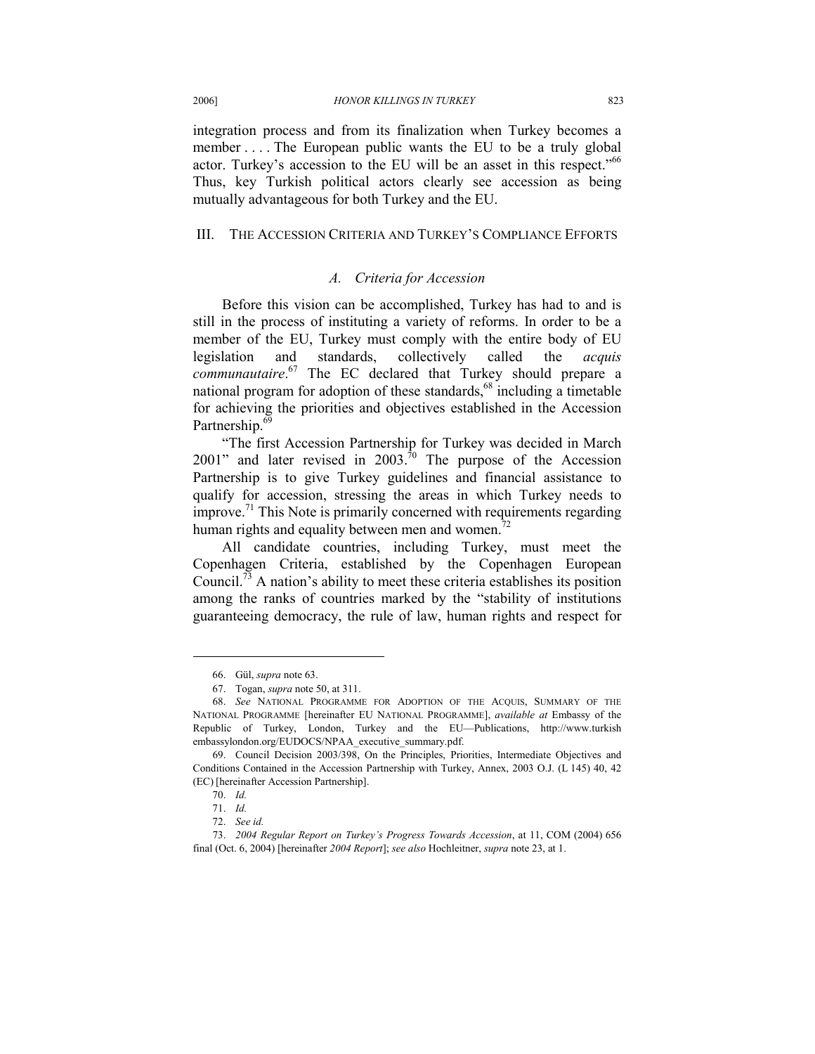integration process and from its finalization when Turkey becomes a member . . . . The European public wants the EU to be a truly global actor. Turkey's accession to the EU will be an asset in this respect."[66] Thus, key Turkish political actors clearly see accession as being mutually advantageous for both Turkey and the EU.

## III. The Accession Criteria and Turkey's Compliance Efforts

### *A. Criteria for Accession*

Before this vision can be accomplished, Turkey has had to and is still in the process of instituting a variety of reforms. In order to be a member of the EU, Turkey must comply with the entire body of EU legislation and standards, collectively called the *acquis communautaire*.[67] The EC declared that Turkey should prepare a national program for adoption of these standards,[68] including a timetable for achieving the priorities and objectives established in the Accession Partnership.[69]

"The first Accession Partnership for Turkey was decided in March 2001" and later revised in 2003.[70] The purpose of the Accession Partnership is to give Turkey guidelines and financial assistance to qualify for accession, stressing the areas in which Turkey needs to improve.[71] This Note is primarily concerned with requirements regarding human rights and equality between men and women.[72]

All candidate countries, including Turkey, must meet the Copenhagen Criteria, established by the Copenhagen European Council.[73] A nation's ability to meet these criteria establishes its position among the ranks of countries marked by the "stability of institutions guaranteeing democracy, the rule of law, human rights and respect for

---

66. Gül, *supra* note 63.

67. Togan, *supra* note 50, at 311.

68. *See* National Programme for Adoption of the Acquis, Summary of the National Programme [hereinafter EU National Programme], *available at* Embassy of the Republic of Turkey, London, Turkey and the EU—Publications, http://www.turkishembassylondon.org/EUDOCS/NPAA_executive_summary.pdf.

69. Council Decision 2003/398, On the Principles, Priorities, Intermediate Objectives and Conditions Contained in the Accession Partnership with Turkey, Annex, 2003 O.J. (L 145) 40, 42 (EC) [hereinafter Accession Partnership].

70. *Id.*

71. *Id.*

72. *See id.*

73. *2004 Regular Report on Turkey's Progress Towards Accession*, at 11, COM (2004) 656 final (Oct. 6, 2004) [hereinafter *2004 Report*]; *see also* Hochleitner, *supra* note 23, at 1.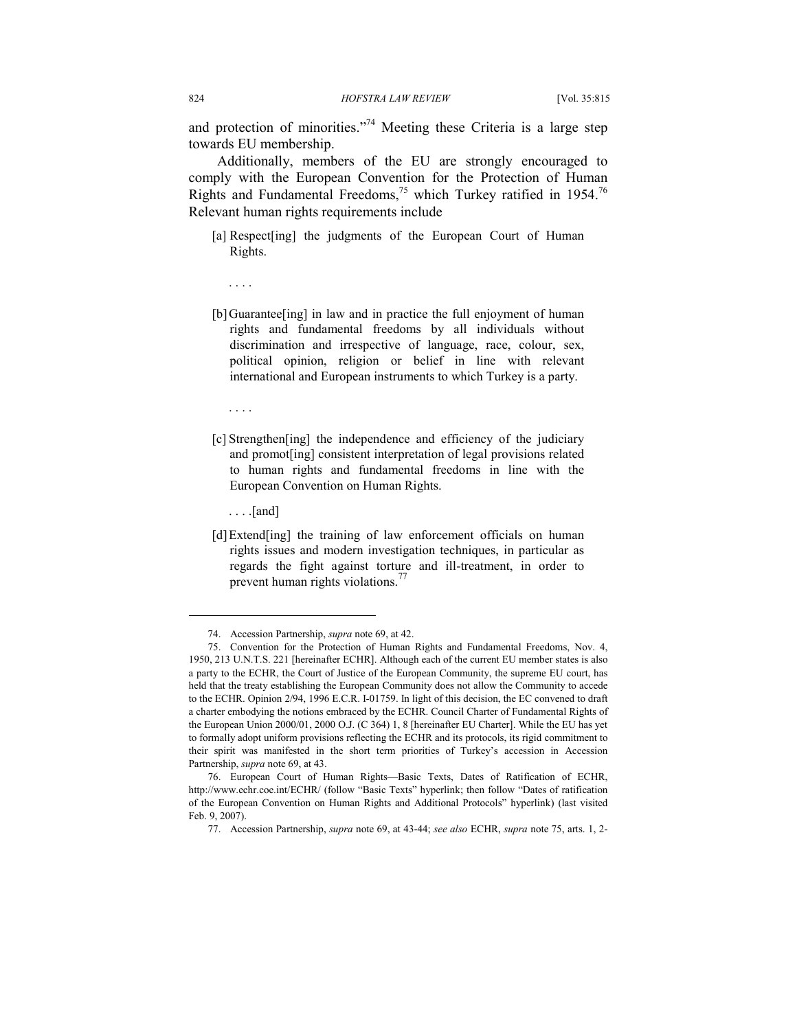and protection of minorities."[74] Meeting these Criteria is a large step towards EU membership.

Additionally, members of the EU are strongly encouraged to comply with the European Convention for the Protection of Human Rights and Fundamental Freedoms,[75] which Turkey ratified in 1954.[76] Relevant human rights requirements include

> [a] Respect[ing] the judgments of the European Court of Human Rights.
>
> . . . .
>
> [b] Guarantee[ing] in law and in practice the full enjoyment of human rights and fundamental freedoms by all individuals without discrimination and irrespective of language, race, colour, sex, political opinion, religion or belief in line with relevant international and European instruments to which Turkey is a party.
>
> . . . .
>
> [c] Strengthen[ing] the independence and efficiency of the judiciary and promot[ing] consistent interpretation of legal provisions related to human rights and fundamental freedoms in line with the European Convention on Human Rights.
>
> . . . .[and]
>
> [d] Extend[ing] the training of law enforcement officials on human rights issues and modern investigation techniques, in particular as regards the fight against torture and ill-treatment, in order to prevent human rights violations.[77]

---

74. Accession Partnership, *supra* note 69, at 42.

75. Convention for the Protection of Human Rights and Fundamental Freedoms, Nov. 4, 1950, 213 U.N.T.S. 221 [hereinafter ECHR]. Although each of the current EU member states is also a party to the ECHR, the Court of Justice of the European Community, the supreme EU court, has held that the treaty establishing the European Community does not allow the Community to accede to the ECHR. Opinion 2/94, 1996 E.C.R. I-01759. In light of this decision, the EC convened to draft a charter embodying the notions embraced by the ECHR. Council Charter of Fundamental Rights of the European Union 2000/01, 2000 O.J. (C 364) 1, 8 [hereinafter EU Charter]. While the EU has yet to formally adopt uniform provisions reflecting the ECHR and its protocols, its rigid commitment to their spirit was manifested in the short term priorities of Turkey's accession in Accession Partnership, *supra* note 69, at 43.

76. European Court of Human Rights—Basic Texts, Dates of Ratification of ECHR, http://www.echr.coe.int/ECHR/ (follow "Basic Texts" hyperlink; then follow "Dates of ratification of the European Convention on Human Rights and Additional Protocols" hyperlink) (last visited Feb. 9, 2007).

77. Accession Partnership, *supra* note 69, at 43-44; *see also* ECHR, *supra* note 75, arts. 1, 2-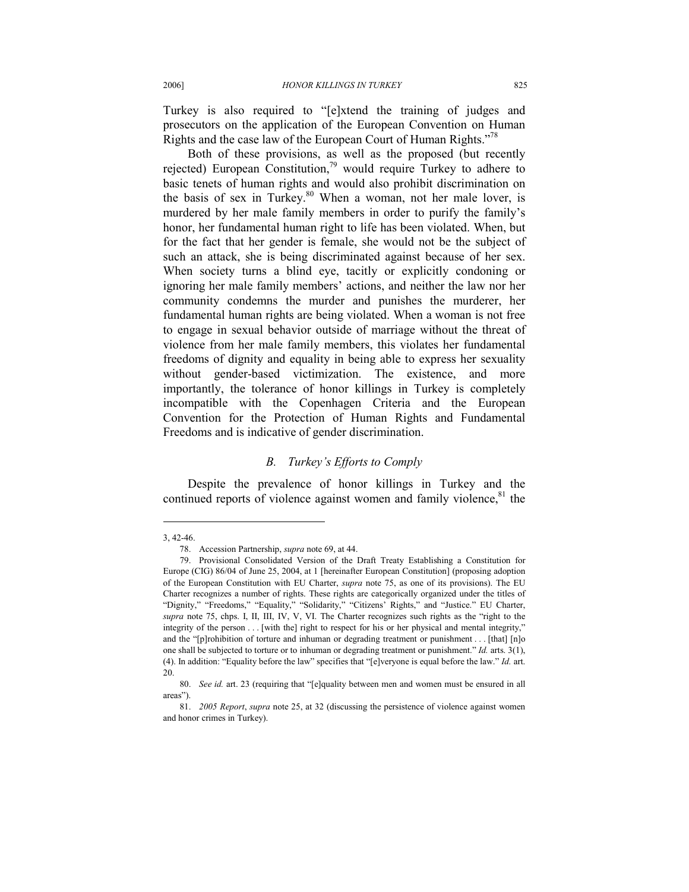Turkey is also required to "[e]xtend the training of judges and prosecutors on the application of the European Convention on Human Rights and the case law of the European Court of Human Rights."[78]

Both of these provisions, as well as the proposed (but recently rejected) European Constitution,[79] would require Turkey to adhere to basic tenets of human rights and would also prohibit discrimination on the basis of sex in Turkey.[80] When a woman, not her male lover, is murdered by her male family members in order to purify the family's honor, her fundamental human right to life has been violated. When, but for the fact that her gender is female, she would not be the subject of such an attack, she is being discriminated against because of her sex. When society turns a blind eye, tacitly or explicitly condoning or ignoring her male family members' actions, and neither the law nor her community condemns the murder and punishes the murderer, her fundamental human rights are being violated. When a woman is not free to engage in sexual behavior outside of marriage without the threat of violence from her male family members, this violates her fundamental freedoms of dignity and equality in being able to express her sexuality without gender-based victimization. The existence, and more importantly, the tolerance of honor killings in Turkey is completely incompatible with the Copenhagen Criteria and the European Convention for the Protection of Human Rights and Fundamental Freedoms and is indicative of gender discrimination.

### *B. Turkey's Efforts to Comply*

Despite the prevalence of honor killings in Turkey and the continued reports of violence against women and family violence,[81] the

---

3, 42-46.

78. Accession Partnership, *supra* note 69, at 44.

79. Provisional Consolidated Version of the Draft Treaty Establishing a Constitution for Europe (CIG) 86/04 of June 25, 2004, at 1 [hereinafter European Constitution] (proposing adoption of the European Constitution with EU Charter, *supra* note 75, as one of its provisions). The EU Charter recognizes a number of rights. These rights are categorically organized under the titles of "Dignity," "Freedoms," "Equality," "Solidarity," "Citizens' Rights," and "Justice." EU Charter, *supra* note 75, chps. I, II, III, IV, V, VI. The Charter recognizes such rights as the "right to the integrity of the person . . . [with the] right to respect for his or her physical and mental integrity," and the "[p]rohibition of torture and inhuman or degrading treatment or punishment . . . [that] [n]o one shall be subjected to torture or to inhuman or degrading treatment or punishment." *Id.* arts. 3(1), (4). In addition: "Equality before the law" specifies that "[e]veryone is equal before the law." *Id.* art. 20.

80. *See id.* art. 23 (requiring that "[e]quality between men and women must be ensured in all areas").

81. *2005 Report*, *supra* note 25, at 32 (discussing the persistence of violence against women and honor crimes in Turkey).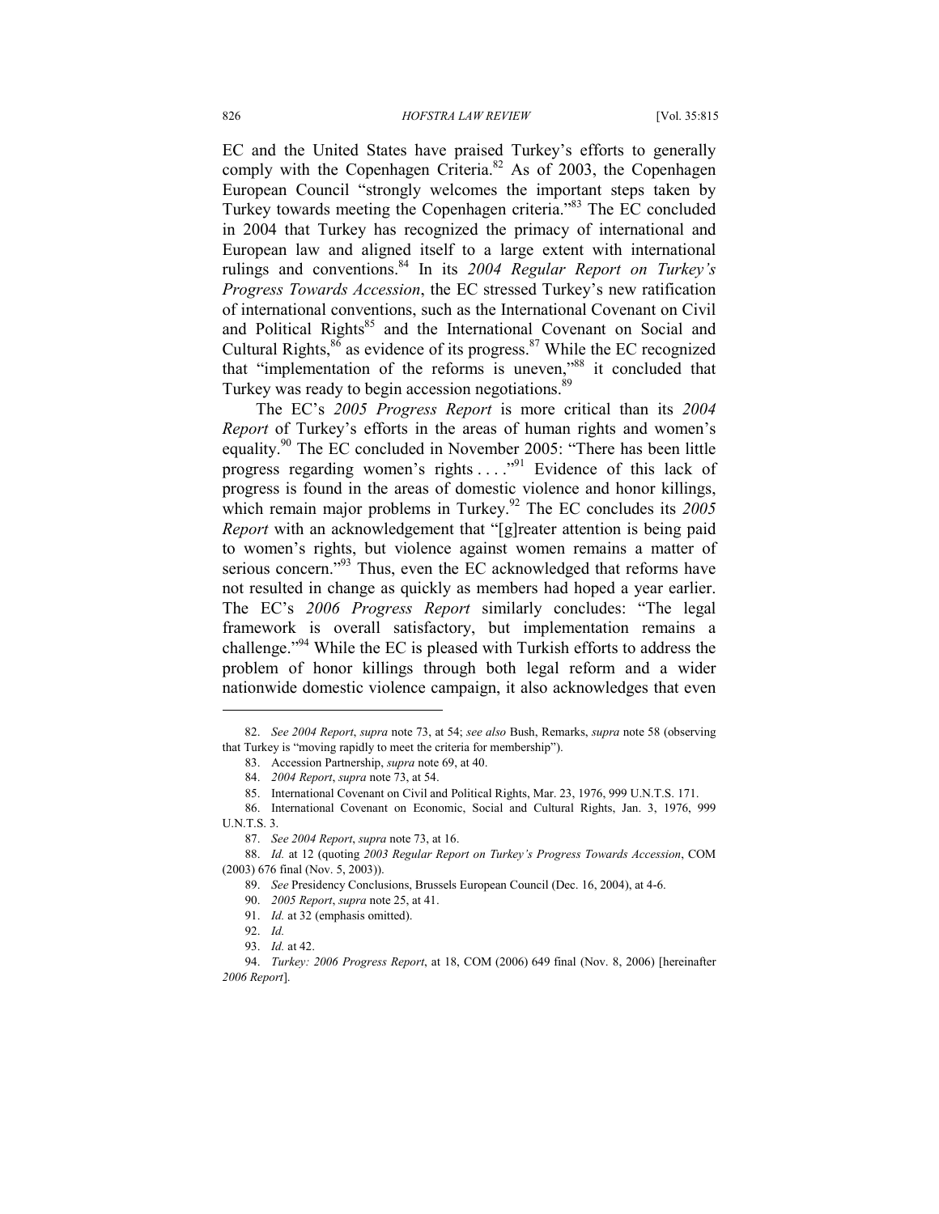EC and the United States have praised Turkey's efforts to generally comply with the Copenhagen Criteria.[82] As of 2003, the Copenhagen European Council "strongly welcomes the important steps taken by Turkey towards meeting the Copenhagen criteria."[83] The EC concluded in 2004 that Turkey has recognized the primacy of international and European law and aligned itself to a large extent with international rulings and conventions.[84] In its *2004 Regular Report on Turkey's Progress Towards Accession*, the EC stressed Turkey's new ratification of international conventions, such as the International Covenant on Civil and Political Rights[85] and the International Covenant on Social and Cultural Rights,[86] as evidence of its progress.[87] While the EC recognized that "implementation of the reforms is uneven,"[88] it concluded that Turkey was ready to begin accession negotiations.[89]

The EC's *2005 Progress Report* is more critical than its *2004 Report* of Turkey's efforts in the areas of human rights and women's equality.[90] The EC concluded in November 2005: "There has been little progress regarding women's rights . . . ."[91] Evidence of this lack of progress is found in the areas of domestic violence and honor killings, which remain major problems in Turkey.[92] The EC concludes its *2005 Report* with an acknowledgement that "[g]reater attention is being paid to women's rights, but violence against women remains a matter of serious concern."[93] Thus, even the EC acknowledged that reforms have not resulted in change as quickly as members had hoped a year earlier. The EC's *2006 Progress Report* similarly concludes: "The legal framework is overall satisfactory, but implementation remains a challenge."[94] While the EC is pleased with Turkish efforts to address the problem of honor killings through both legal reform and a wider nationwide domestic violence campaign, it also acknowledges that even

---

82. *See 2004 Report*, *supra* note 73, at 54; *see also* Bush, Remarks, *supra* note 58 (observing that Turkey is "moving rapidly to meet the criteria for membership").

83. Accession Partnership, *supra* note 69, at 40.

84. *2004 Report*, *supra* note 73, at 54.

85. International Covenant on Civil and Political Rights, Mar. 23, 1976, 999 U.N.T.S. 171.

86. International Covenant on Economic, Social and Cultural Rights, Jan. 3, 1976, 999 U.N.T.S. 3.

87. *See 2004 Report*, *supra* note 73, at 16.

88. *Id.* at 12 (quoting *2003 Regular Report on Turkey's Progress Towards Accession*, COM (2003) 676 final (Nov. 5, 2003)).

89. *See* Presidency Conclusions, Brussels European Council (Dec. 16, 2004), at 4-6.

90. *2005 Report*, *supra* note 25, at 41.

91. *Id.* at 32 (emphasis omitted).

92. *Id.*

93. *Id.* at 42.

94. *Turkey: 2006 Progress Report*, at 18, COM (2006) 649 final (Nov. 8, 2006) [hereinafter *2006 Report*].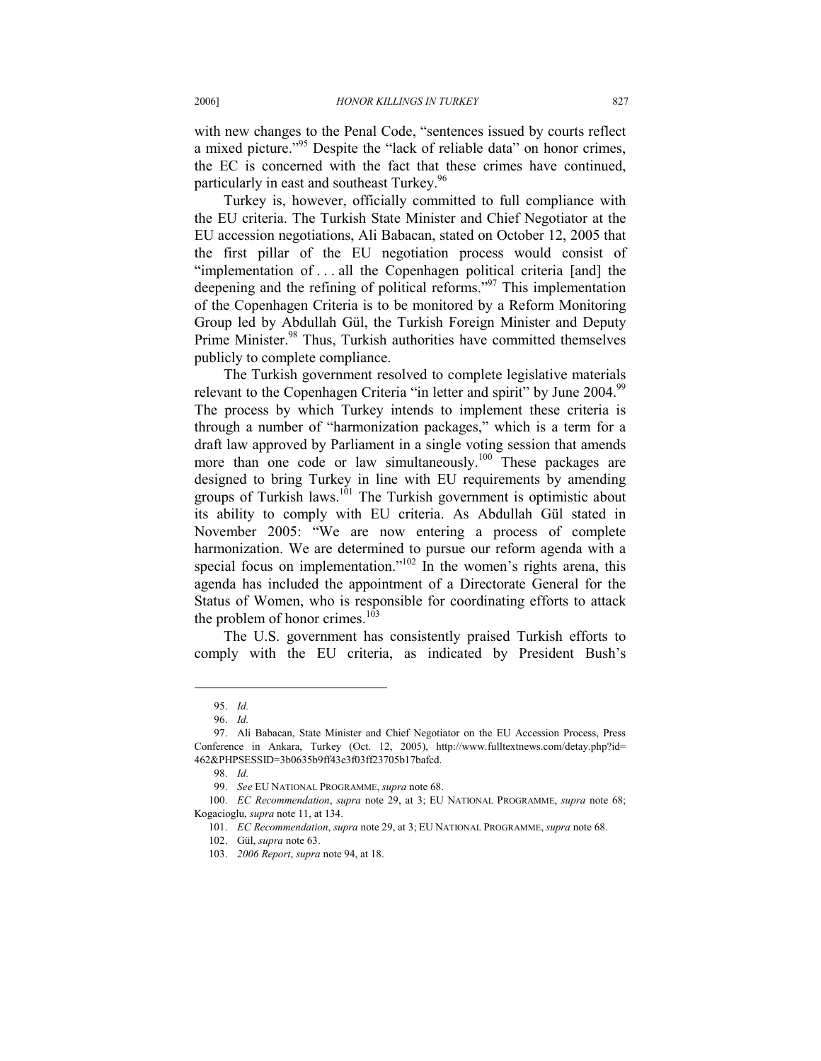with new changes to the Penal Code, "sentences issued by courts reflect a mixed picture."[95] Despite the "lack of reliable data" on honor crimes, the EC is concerned with the fact that these crimes have continued, particularly in east and southeast Turkey.[96]

Turkey is, however, officially committed to full compliance with the EU criteria. The Turkish State Minister and Chief Negotiator at the EU accession negotiations, Ali Babacan, stated on October 12, 2005 that the first pillar of the EU negotiation process would consist of "implementation of . . . all the Copenhagen political criteria [and] the deepening and the refining of political reforms."[97] This implementation of the Copenhagen Criteria is to be monitored by a Reform Monitoring Group led by Abdullah Gül, the Turkish Foreign Minister and Deputy Prime Minister.[98] Thus, Turkish authorities have committed themselves publicly to complete compliance.

The Turkish government resolved to complete legislative materials relevant to the Copenhagen Criteria "in letter and spirit" by June 2004.[99] The process by which Turkey intends to implement these criteria is through a number of "harmonization packages," which is a term for a draft law approved by Parliament in a single voting session that amends more than one code or law simultaneously.[100] These packages are designed to bring Turkey in line with EU requirements by amending groups of Turkish laws.[101] The Turkish government is optimistic about its ability to comply with EU criteria. As Abdullah Gül stated in November 2005: "We are now entering a process of complete harmonization. We are determined to pursue our reform agenda with a special focus on implementation."[102] In the women's rights arena, this agenda has included the appointment of a Directorate General for the Status of Women, who is responsible for coordinating efforts to attack the problem of honor crimes.[103]

The U.S. government has consistently praised Turkish efforts to comply with the EU criteria, as indicated by President Bush's

---

95. *Id.*

96. *Id.*

97. Ali Babacan, State Minister and Chief Negotiator on the EU Accession Process, Press Conference in Ankara, Turkey (Oct. 12, 2005), http://www.fulltextnews.com/detay.php?id=462&PHPSESSID=3b0635b9ff43e3f03ff23705b17bafcd.

98. *Id.*

99. *See* EU NATIONAL PROGRAMME, *supra* note 68.

100. *EC Recommendation*, *supra* note 29, at 3; EU NATIONAL PROGRAMME, *supra* note 68; Kogacioglu, *supra* note 11, at 134.

101. *EC Recommendation*, *supra* note 29, at 3; EU NATIONAL PROGRAMME, *supra* note 68.

102. Gül, *supra* note 63.

103. *2006 Report*, *supra* note 94, at 18.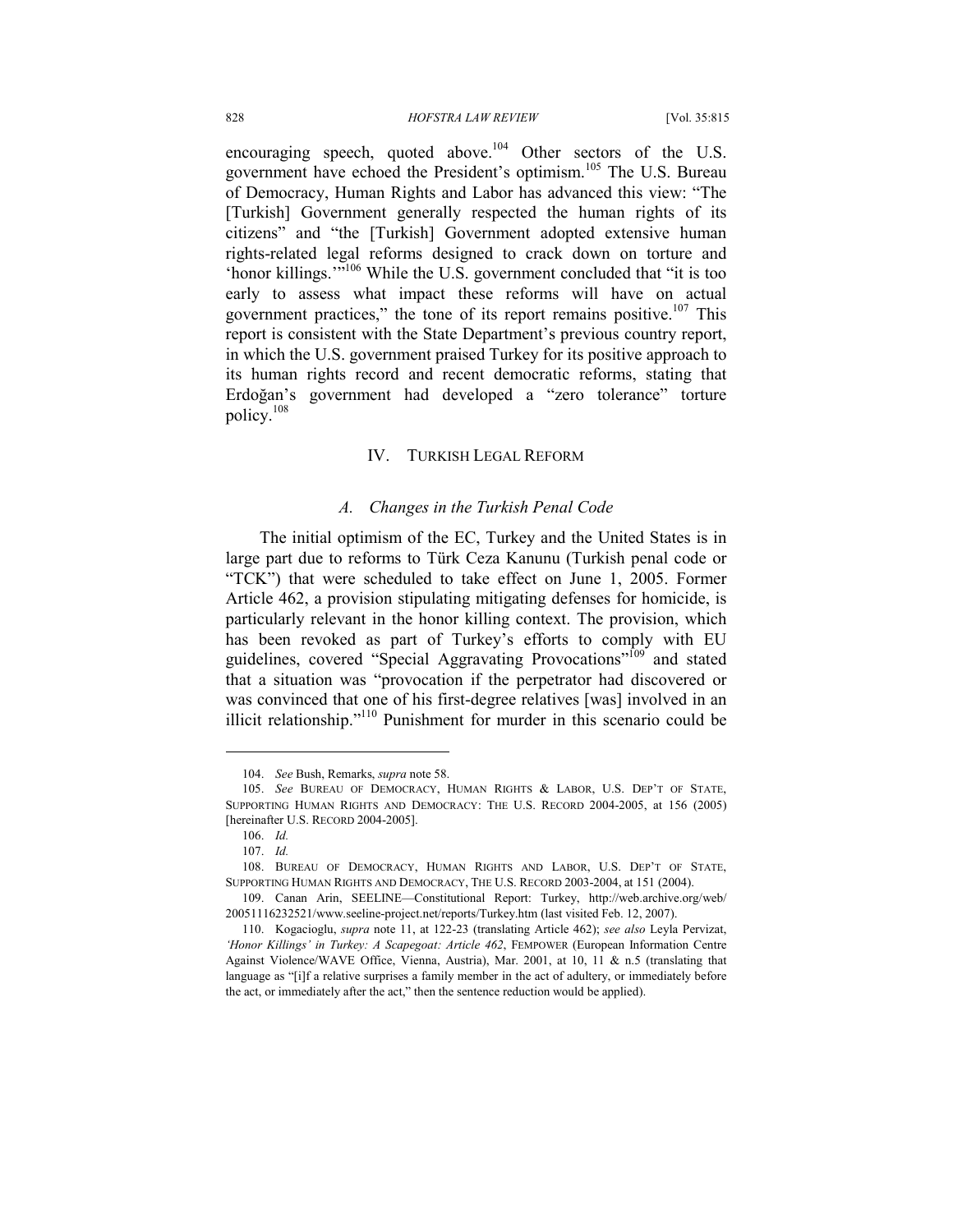encouraging speech, quoted above.[104] Other sectors of the U.S. government have echoed the President's optimism.[105] The U.S. Bureau of Democracy, Human Rights and Labor has advanced this view: "The [Turkish] Government generally respected the human rights of its citizens" and "the [Turkish] Government adopted extensive human rights-related legal reforms designed to crack down on torture and 'honor killings.'"[106] While the U.S. government concluded that "it is too early to assess what impact these reforms will have on actual government practices," the tone of its report remains positive.[107] This report is consistent with the State Department's previous country report, in which the U.S. government praised Turkey for its positive approach to its human rights record and recent democratic reforms, stating that Erdoğan's government had developed a "zero tolerance" torture policy.[108]

## IV. TURKISH LEGAL REFORM

### *A. Changes in the Turkish Penal Code*

The initial optimism of the EC, Turkey and the United States is in large part due to reforms to Türk Ceza Kanunu (Turkish penal code or "TCK") that were scheduled to take effect on June 1, 2005. Former Article 462, a provision stipulating mitigating defenses for homicide, is particularly relevant in the honor killing context. The provision, which has been revoked as part of Turkey's efforts to comply with EU guidelines, covered "Special Aggravating Provocations"[109] and stated that a situation was "provocation if the perpetrator had discovered or was convinced that one of his first-degree relatives [was] involved in an illicit relationship."[110] Punishment for murder in this scenario could be

---

104. *See* Bush, Remarks, *supra* note 58.

105. *See* BUREAU OF DEMOCRACY, HUMAN RIGHTS & LABOR, U.S. DEP'T OF STATE, SUPPORTING HUMAN RIGHTS AND DEMOCRACY: THE U.S. RECORD 2004-2005, at 156 (2005) [hereinafter U.S. RECORD 2004-2005].

106. *Id.*

107. *Id.*

108. BUREAU OF DEMOCRACY, HUMAN RIGHTS AND LABOR, U.S. DEP'T OF STATE, SUPPORTING HUMAN RIGHTS AND DEMOCRACY, THE U.S. RECORD 2003-2004, at 151 (2004).

109. Canan Arin, SEELINE—Constitutional Report: Turkey, http://web.archive.org/web/20051116232521/www.seeline-project.net/reports/Turkey.htm (last visited Feb. 12, 2007).

110. Kogacioglu, *supra* note 11, at 122-23 (translating Article 462); *see also* Leyla Pervizat, *'Honor Killings' in Turkey: A Scapegoat: Article 462*, FEMPOWER (European Information Centre Against Violence/WAVE Office, Vienna, Austria), Mar. 2001, at 10, 11 & n.5 (translating that language as "[i]f a relative surprises a family member in the act of adultery, or immediately before the act, or immediately after the act," then the sentence reduction would be applied).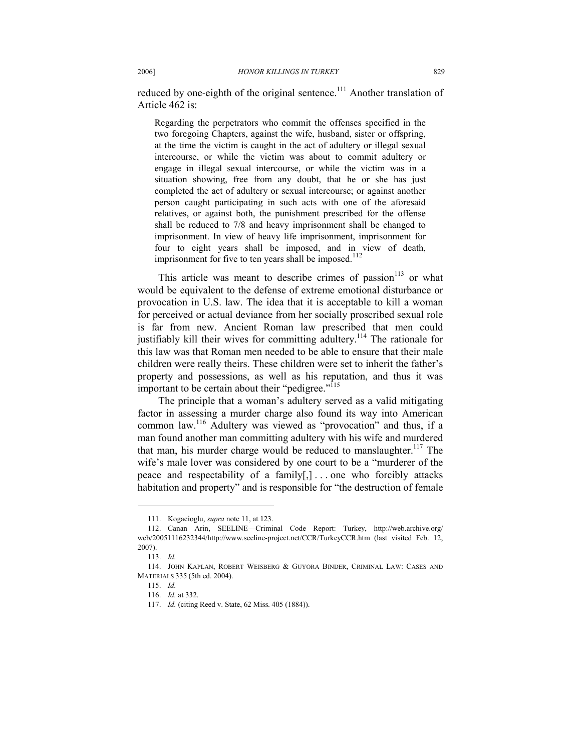reduced by one-eighth of the original sentence.[111] Another translation of Article 462 is:

> Regarding the perpetrators who commit the offenses specified in the two foregoing Chapters, against the wife, husband, sister or offspring, at the time the victim is caught in the act of adultery or illegal sexual intercourse, or while the victim was about to commit adultery or engage in illegal sexual intercourse, or while the victim was in a situation showing, free from any doubt, that he or she has just completed the act of adultery or sexual intercourse; or against another person caught participating in such acts with one of the aforesaid relatives, or against both, the punishment prescribed for the offense shall be reduced to 7/8 and heavy imprisonment shall be changed to imprisonment. In view of heavy life imprisonment, imprisonment for four to eight years shall be imposed, and in view of death, imprisonment for five to ten years shall be imposed.[112]

This article was meant to describe crimes of passion[113] or what would be equivalent to the defense of extreme emotional disturbance or provocation in U.S. law. The idea that it is acceptable to kill a woman for perceived or actual deviance from her socially proscribed sexual role is far from new. Ancient Roman law prescribed that men could justifiably kill their wives for committing adultery.[114] The rationale for this law was that Roman men needed to be able to ensure that their male children were really theirs. These children were set to inherit the father's property and possessions, as well as his reputation, and thus it was important to be certain about their "pedigree."[115]

The principle that a woman's adultery served as a valid mitigating factor in assessing a murder charge also found its way into American common law.[116] Adultery was viewed as "provocation" and thus, if a man found another man committing adultery with his wife and murdered that man, his murder charge would be reduced to manslaughter.[117] The wife's male lover was considered by one court to be a "murderer of the peace and respectability of a family[,] . . . one who forcibly attacks habitation and property" and is responsible for "the destruction of female

---

111. Kogacioglu, *supra* note 11, at 123.

112. Canan Arin, SEELINE—Criminal Code Report: Turkey, http://web.archive.org/web/20051116232344/http://www.seeline-project.net/CCR/TurkeyCCR.htm (last visited Feb. 12, 2007).

113. *Id.*

114. JOHN KAPLAN, ROBERT WEISBERG & GUYORA BINDER, CRIMINAL LAW: CASES AND MATERIALS 335 (5th ed. 2004).

115. *Id.*

116. *Id.* at 332.

117. *Id.* (citing Reed v. State, 62 Miss. 405 (1884)).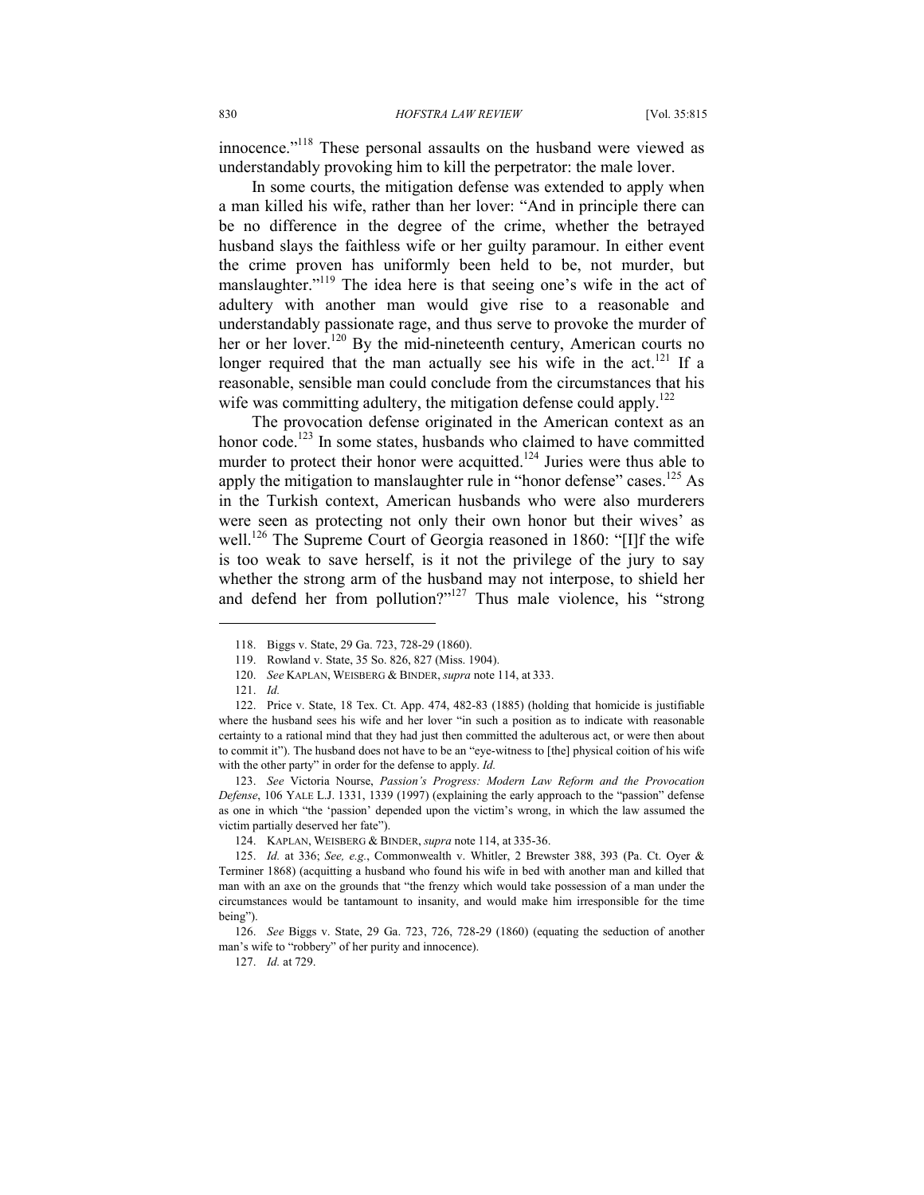innocence."[118] These personal assaults on the husband were viewed as understandably provoking him to kill the perpetrator: the male lover.

In some courts, the mitigation defense was extended to apply when a man killed his wife, rather than her lover: "And in principle there can be no difference in the degree of the crime, whether the betrayed husband slays the faithless wife or her guilty paramour. In either event the crime proven has uniformly been held to be, not murder, but manslaughter."[119] The idea here is that seeing one's wife in the act of adultery with another man would give rise to a reasonable and understandably passionate rage, and thus serve to provoke the murder of her or her lover.[120] By the mid-nineteenth century, American courts no longer required that the man actually see his wife in the act.[121] If a reasonable, sensible man could conclude from the circumstances that his wife was committing adultery, the mitigation defense could apply.[122]

The provocation defense originated in the American context as an honor code.[123] In some states, husbands who claimed to have committed murder to protect their honor were acquitted.[124] Juries were thus able to apply the mitigation to manslaughter rule in "honor defense" cases.[125] As in the Turkish context, American husbands who were also murderers were seen as protecting not only their own honor but their wives' as well.[126] The Supreme Court of Georgia reasoned in 1860: "[I]f the wife is too weak to save herself, is it not the privilege of the jury to say whether the strong arm of the husband may not interpose, to shield her and defend her from pollution?"[127] Thus male violence, his "strong

---

118. Biggs v. State, 29 Ga. 723, 728-29 (1860).

119. Rowland v. State, 35 So. 826, 827 (Miss. 1904).

120. *See* KAPLAN, WEISBERG & BINDER, *supra* note 114, at 333.

121. *Id.*

122. Price v. State, 18 Tex. Ct. App. 474, 482-83 (1885) (holding that homicide is justifiable where the husband sees his wife and her lover "in such a position as to indicate with reasonable certainty to a rational mind that they had just then committed the adulterous act, or were then about to commit it"). The husband does not have to be an "eye-witness to [the] physical coition of his wife with the other party" in order for the defense to apply. *Id.*

123. *See* Victoria Nourse, *Passion's Progress: Modern Law Reform and the Provocation Defense*, 106 YALE L.J. 1331, 1339 (1997) (explaining the early approach to the "passion" defense as one in which "the 'passion' depended upon the victim's wrong, in which the law assumed the victim partially deserved her fate").

124. KAPLAN, WEISBERG & BINDER, *supra* note 114, at 335-36.

125. *Id.* at 336; *See, e.g.*, Commonwealth v. Whitler, 2 Brewster 388, 393 (Pa. Ct. Oyer & Terminer 1868) (acquitting a husband who found his wife in bed with another man and killed that man with an axe on the grounds that "the frenzy which would take possession of a man under the circumstances would be tantamount to insanity, and would make him irresponsible for the time being").

126. *See* Biggs v. State, 29 Ga. 723, 726, 728-29 (1860) (equating the seduction of another man's wife to "robbery" of her purity and innocence).

127. *Id.* at 729.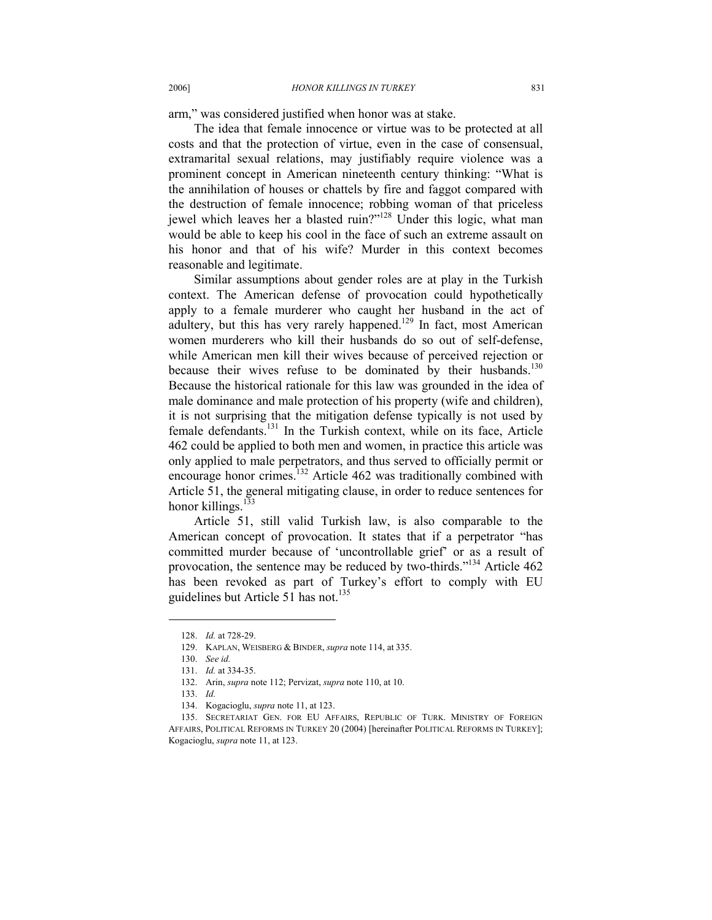arm," was considered justified when honor was at stake.

The idea that female innocence or virtue was to be protected at all costs and that the protection of virtue, even in the case of consensual, extramarital sexual relations, may justifiably require violence was a prominent concept in American nineteenth century thinking: "What is the annihilation of houses or chattels by fire and faggot compared with the destruction of female innocence; robbing woman of that priceless jewel which leaves her a blasted ruin?"[128] Under this logic, what man would be able to keep his cool in the face of such an extreme assault on his honor and that of his wife? Murder in this context becomes reasonable and legitimate.

Similar assumptions about gender roles are at play in the Turkish context. The American defense of provocation could hypothetically apply to a female murderer who caught her husband in the act of adultery, but this has very rarely happened.[129] In fact, most American women murderers who kill their husbands do so out of self-defense, while American men kill their wives because of perceived rejection or because their wives refuse to be dominated by their husbands.[130] Because the historical rationale for this law was grounded in the idea of male dominance and male protection of his property (wife and children), it is not surprising that the mitigation defense typically is not used by female defendants.[131] In the Turkish context, while on its face, Article 462 could be applied to both men and women, in practice this article was only applied to male perpetrators, and thus served to officially permit or encourage honor crimes.[132] Article 462 was traditionally combined with Article 51, the general mitigating clause, in order to reduce sentences for honor killings.[133]

Article 51, still valid Turkish law, is also comparable to the American concept of provocation. It states that if a perpetrator "has committed murder because of 'uncontrollable grief' or as a result of provocation, the sentence may be reduced by two-thirds."[134] Article 462 has been revoked as part of Turkey's effort to comply with EU guidelines but Article 51 has not.[135]

---

128. *Id.* at 728-29.

129. KAPLAN, WEISBERG & BINDER, *supra* note 114, at 335.

130. *See id.*

131. *Id.* at 334-35.

132. Arin, *supra* note 112; Pervizat, *supra* note 110, at 10.

133. *Id.*

134. Kogacioglu, *supra* note 11, at 123.

135. SECRETARIAT GEN. FOR EU AFFAIRS, REPUBLIC OF TURK. MINISTRY OF FOREIGN AFFAIRS, POLITICAL REFORMS IN TURKEY 20 (2004) [hereinafter POLITICAL REFORMS IN TURKEY]; Kogacioglu, *supra* note 11, at 123.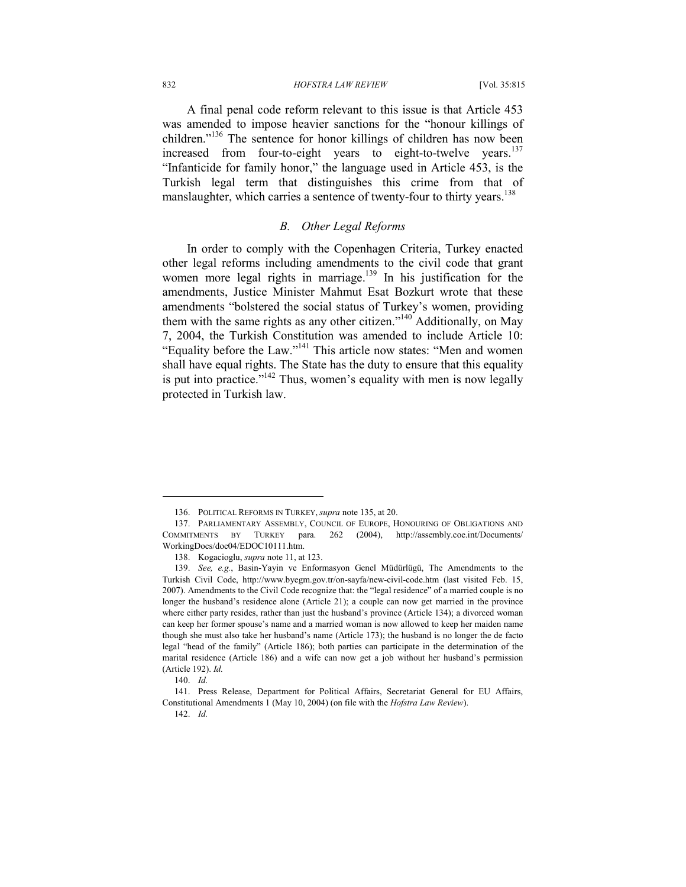A final penal code reform relevant to this issue is that Article 453 was amended to impose heavier sanctions for the "honour killings of children."[136] The sentence for honor killings of children has now been increased from four-to-eight years to eight-to-twelve years.[137] "Infanticide for family honor," the language used in Article 453, is the Turkish legal term that distinguishes this crime from that of manslaughter, which carries a sentence of twenty-four to thirty years.[138]

### *B. Other Legal Reforms*

In order to comply with the Copenhagen Criteria, Turkey enacted other legal reforms including amendments to the civil code that grant women more legal rights in marriage.[139] In his justification for the amendments, Justice Minister Mahmut Esat Bozkurt wrote that these amendments "bolstered the social status of Turkey's women, providing them with the same rights as any other citizen."[140] Additionally, on May 7, 2004, the Turkish Constitution was amended to include Article 10: "Equality before the Law."[141] This article now states: "Men and women shall have equal rights. The State has the duty to ensure that this equality is put into practice."[142] Thus, women's equality with men is now legally protected in Turkish law.

---

136. POLITICAL REFORMS IN TURKEY, *supra* note 135, at 20.

137. PARLIAMENTARY ASSEMBLY, COUNCIL OF EUROPE, HONOURING OF OBLIGATIONS AND COMMITMENTS BY TURKEY para. 262 (2004), http://assembly.coe.int/Documents/WorkingDocs/doc04/EDOC10111.htm.

138. Kogacioglu, *supra* note 11, at 123.

139. *See, e.g.*, Basin-Yayin ve Enformasyon Genel Müdürlügü, The Amendments to the Turkish Civil Code, http://www.byegm.gov.tr/on-sayfa/new-civil-code.htm (last visited Feb. 15, 2007). Amendments to the Civil Code recognize that: the "legal residence" of a married couple is no longer the husband's residence alone (Article 21); a couple can now get married in the province where either party resides, rather than just the husband's province (Article 134); a divorced woman can keep her former spouse's name and a married woman is now allowed to keep her maiden name though she must also take her husband's name (Article 173); the husband is no longer the de facto legal "head of the family" (Article 186); both parties can participate in the determination of the marital residence (Article 186) and a wife can now get a job without her husband's permission (Article 192). *Id.*

140. *Id.*

141. Press Release, Department for Political Affairs, Secretariat General for EU Affairs, Constitutional Amendments 1 (May 10, 2004) (on file with the *Hofstra Law Review*).

142. *Id.*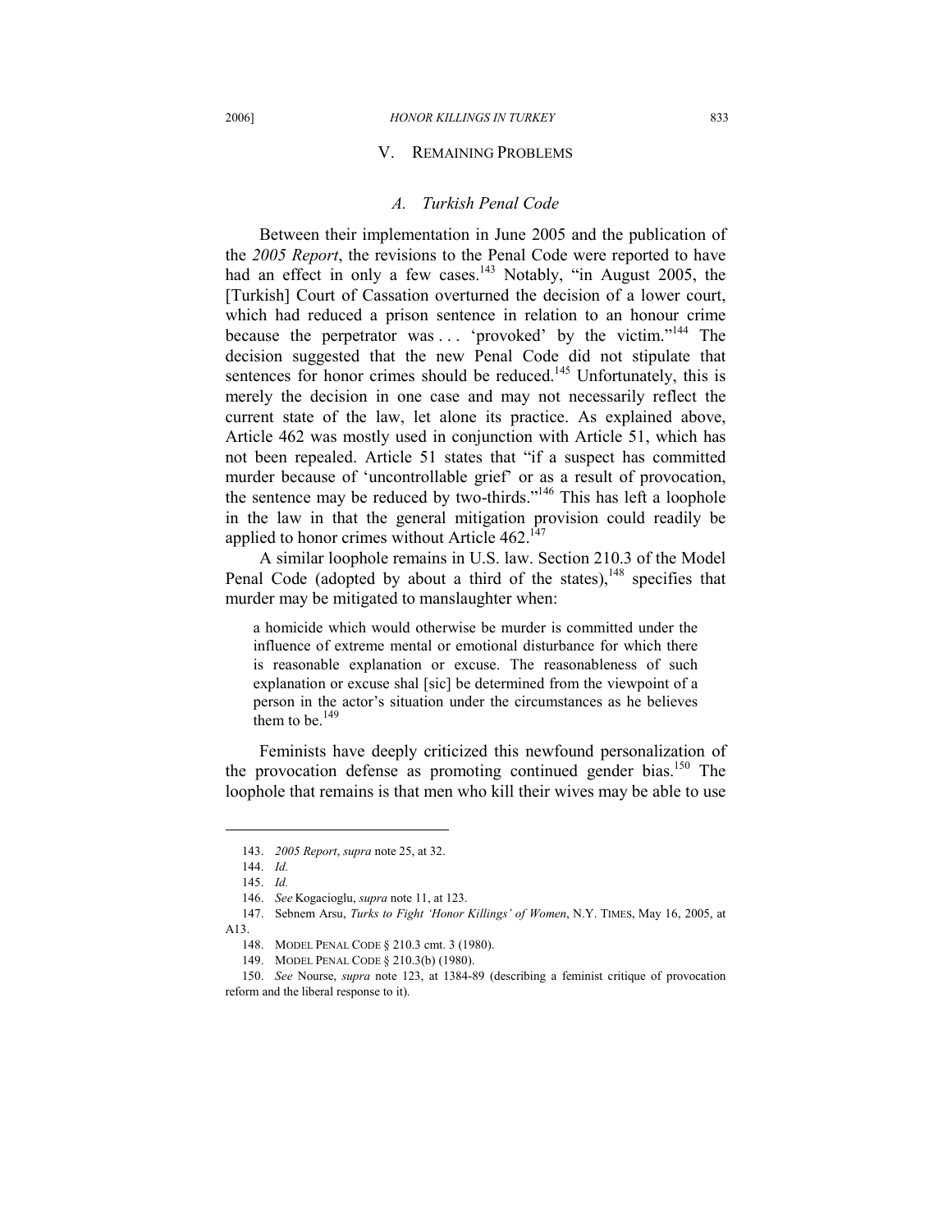## V. REMAINING PROBLEMS

### *A. Turkish Penal Code*

Between their implementation in June 2005 and the publication of the *2005 Report*, the revisions to the Penal Code were reported to have had an effect in only a few cases.[143] Notably, "in August 2005, the [Turkish] Court of Cassation overturned the decision of a lower court, which had reduced a prison sentence in relation to an honour crime because the perpetrator was . . . 'provoked' by the victim."[144] The decision suggested that the new Penal Code did not stipulate that sentences for honor crimes should be reduced.[145] Unfortunately, this is merely the decision in one case and may not necessarily reflect the current state of the law, let alone its practice. As explained above, Article 462 was mostly used in conjunction with Article 51, which has not been repealed. Article 51 states that "if a suspect has committed murder because of 'uncontrollable grief' or as a result of provocation, the sentence may be reduced by two-thirds."[146] This has left a loophole in the law in that the general mitigation provision could readily be applied to honor crimes without Article 462.[147]

A similar loophole remains in U.S. law. Section 210.3 of the Model Penal Code (adopted by about a third of the states),[148] specifies that murder may be mitigated to manslaughter when:

> a homicide which would otherwise be murder is committed under the influence of extreme mental or emotional disturbance for which there is reasonable explanation or excuse. The reasonableness of such explanation or excuse shal [sic] be determined from the viewpoint of a person in the actor's situation under the circumstances as he believes them to be.[149]

Feminists have deeply criticized this newfound personalization of the provocation defense as promoting continued gender bias.[150] The loophole that remains is that men who kill their wives may be able to use

---

143. *2005 Report*, *supra* note 25, at 32.

144. *Id.*

145. *Id.*

146. *See* Kogacioglu, *supra* note 11, at 123.

147. Sebnem Arsu, *Turks to Fight 'Honor Killings' of Women*, N.Y. TIMES, May 16, 2005, at A13.

148. MODEL PENAL CODE § 210.3 cmt. 3 (1980).

149. MODEL PENAL CODE § 210.3(b) (1980).

150. *See* Nourse, *supra* note 123, at 1384-89 (describing a feminist critique of provocation reform and the liberal response to it).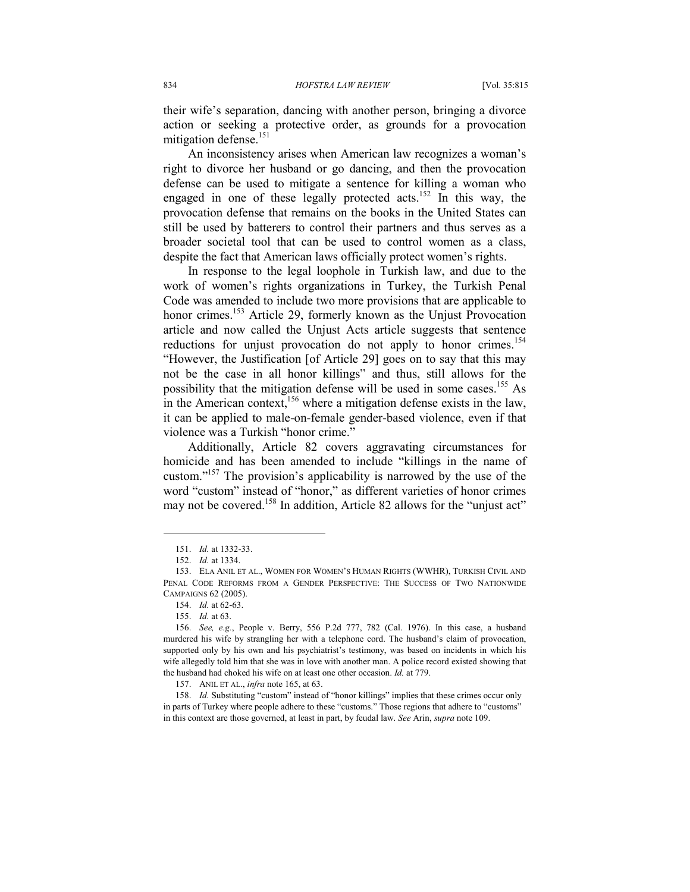their wife's separation, dancing with another person, bringing a divorce action or seeking a protective order, as grounds for a provocation mitigation defense.[151]

An inconsistency arises when American law recognizes a woman's right to divorce her husband or go dancing, and then the provocation defense can be used to mitigate a sentence for killing a woman who engaged in one of these legally protected acts.[152] In this way, the provocation defense that remains on the books in the United States can still be used by batterers to control their partners and thus serves as a broader societal tool that can be used to control women as a class, despite the fact that American laws officially protect women's rights.

In response to the legal loophole in Turkish law, and due to the work of women's rights organizations in Turkey, the Turkish Penal Code was amended to include two more provisions that are applicable to honor crimes.[153] Article 29, formerly known as the Unjust Provocation article and now called the Unjust Acts article suggests that sentence reductions for unjust provocation do not apply to honor crimes.[154] "However, the Justification [of Article 29] goes on to say that this may not be the case in all honor killings" and thus, still allows for the possibility that the mitigation defense will be used in some cases.[155] As in the American context,[156] where a mitigation defense exists in the law, it can be applied to male-on-female gender-based violence, even if that violence was a Turkish "honor crime."

Additionally, Article 82 covers aggravating circumstances for homicide and has been amended to include "killings in the name of custom."[157] The provision's applicability is narrowed by the use of the word "custom" instead of "honor," as different varieties of honor crimes may not be covered.[158] In addition, Article 82 allows for the "unjust act"

---

151. *Id.* at 1332-33.

152. *Id.* at 1334.

153. ELA ANIL ET AL., WOMEN FOR WOMEN'S HUMAN RIGHTS (WWHR), TURKISH CIVIL AND PENAL CODE REFORMS FROM A GENDER PERSPECTIVE: THE SUCCESS OF TWO NATIONWIDE CAMPAIGNS 62 (2005).

154. *Id.* at 62-63.

155. *Id.* at 63.

156. *See, e.g.*, People v. Berry, 556 P.2d 777, 782 (Cal. 1976). In this case, a husband murdered his wife by strangling her with a telephone cord. The husband's claim of provocation, supported only by his own and his psychiatrist's testimony, was based on incidents in which his wife allegedly told him that she was in love with another man. A police record existed showing that the husband had choked his wife on at least one other occasion. *Id.* at 779.

157. ANIL ET AL., *infra* note 165, at 63.

158. *Id.* Substituting "custom" instead of "honor killings" implies that these crimes occur only in parts of Turkey where people adhere to these "customs." Those regions that adhere to "customs" in this context are those governed, at least in part, by feudal law. *See* Arin, *supra* note 109.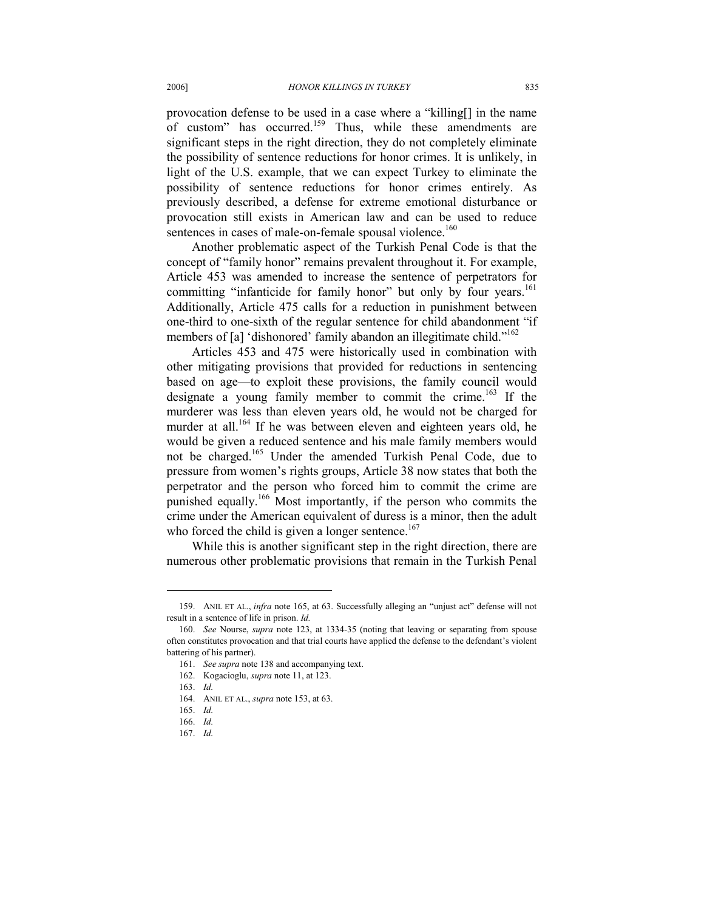provocation defense to be used in a case where a "killing[] in the name of custom" has occurred.[159] Thus, while these amendments are significant steps in the right direction, they do not completely eliminate the possibility of sentence reductions for honor crimes. It is unlikely, in light of the U.S. example, that we can expect Turkey to eliminate the possibility of sentence reductions for honor crimes entirely. As previously described, a defense for extreme emotional disturbance or provocation still exists in American law and can be used to reduce sentences in cases of male-on-female spousal violence.[160]

Another problematic aspect of the Turkish Penal Code is that the concept of "family honor" remains prevalent throughout it. For example, Article 453 was amended to increase the sentence of perpetrators for committing "infanticide for family honor" but only by four years.[161] Additionally, Article 475 calls for a reduction in punishment between one-third to one-sixth of the regular sentence for child abandonment "if members of [a] 'dishonored' family abandon an illegitimate child."[162]

Articles 453 and 475 were historically used in combination with other mitigating provisions that provided for reductions in sentencing based on age—to exploit these provisions, the family council would designate a young family member to commit the crime.[163] If the murderer was less than eleven years old, he would not be charged for murder at all.[164] If he was between eleven and eighteen years old, he would be given a reduced sentence and his male family members would not be charged.[165] Under the amended Turkish Penal Code, due to pressure from women's rights groups, Article 38 now states that both the perpetrator and the person who forced him to commit the crime are punished equally.[166] Most importantly, if the person who commits the crime under the American equivalent of duress is a minor, then the adult who forced the child is given a longer sentence.[167]

While this is another significant step in the right direction, there are numerous other problematic provisions that remain in the Turkish Penal

---

159. ANIL ET AL., *infra* note 165, at 63. Successfully alleging an "unjust act" defense will not result in a sentence of life in prison. *Id.*

160. *See* Nourse, *supra* note 123, at 1334-35 (noting that leaving or separating from spouse often constitutes provocation and that trial courts have applied the defense to the defendant's violent battering of his partner).

161. *See supra* note 138 and accompanying text.

162. Kogacioglu, *supra* note 11, at 123.

163. *Id.*

164. ANIL ET AL., *supra* note 153, at 63.

165. *Id.*

166. *Id.*

167. *Id.*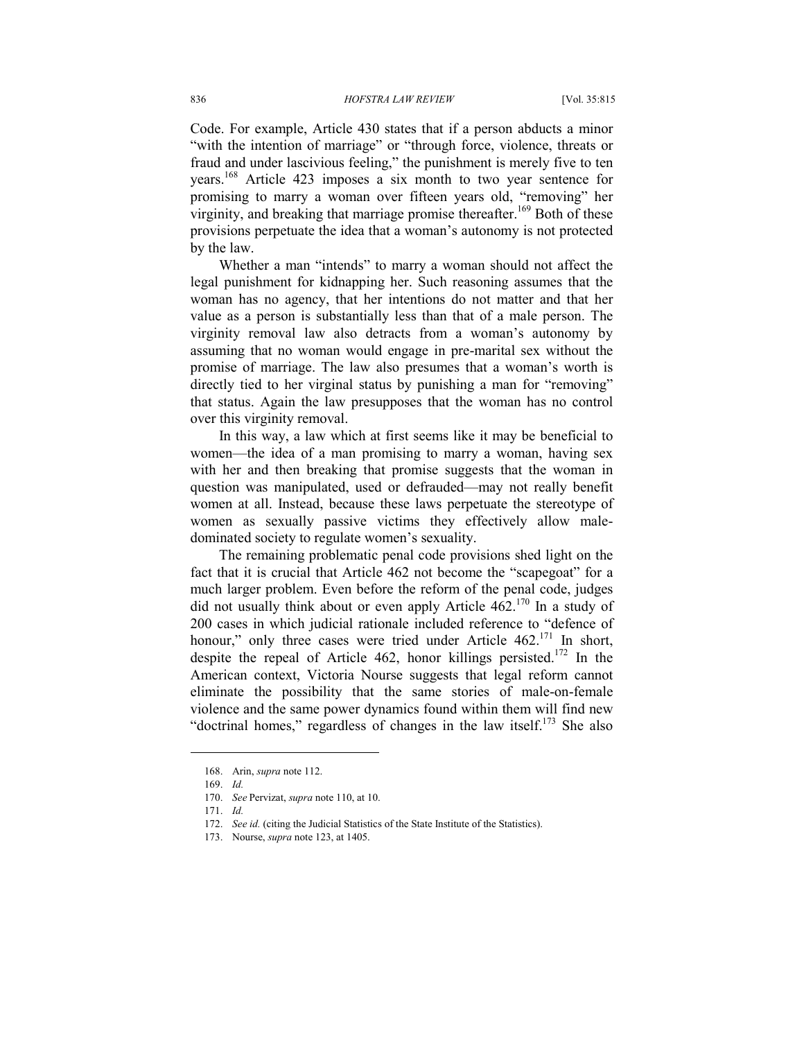Code. For example, Article 430 states that if a person abducts a minor "with the intention of marriage" or "through force, violence, threats or fraud and under lascivious feeling," the punishment is merely five to ten years.[168] Article 423 imposes a six month to two year sentence for promising to marry a woman over fifteen years old, "removing" her virginity, and breaking that marriage promise thereafter.[169] Both of these provisions perpetuate the idea that a woman's autonomy is not protected by the law.

Whether a man "intends" to marry a woman should not affect the legal punishment for kidnapping her. Such reasoning assumes that the woman has no agency, that her intentions do not matter and that her value as a person is substantially less than that of a male person. The virginity removal law also detracts from a woman's autonomy by assuming that no woman would engage in pre-marital sex without the promise of marriage. The law also presumes that a woman's worth is directly tied to her virginal status by punishing a man for "removing" that status. Again the law presupposes that the woman has no control over this virginity removal.

In this way, a law which at first seems like it may be beneficial to women—the idea of a man promising to marry a woman, having sex with her and then breaking that promise suggests that the woman in question was manipulated, used or defrauded—may not really benefit women at all. Instead, because these laws perpetuate the stereotype of women as sexually passive victims they effectively allow male-dominated society to regulate women's sexuality.

The remaining problematic penal code provisions shed light on the fact that it is crucial that Article 462 not become the "scapegoat" for a much larger problem. Even before the reform of the penal code, judges did not usually think about or even apply Article 462.[170] In a study of 200 cases in which judicial rationale included reference to "defence of honour," only three cases were tried under Article 462.[171] In short, despite the repeal of Article 462, honor killings persisted.[172] In the American context, Victoria Nourse suggests that legal reform cannot eliminate the possibility that the same stories of male-on-female violence and the same power dynamics found within them will find new "doctrinal homes," regardless of changes in the law itself.[173] She also

---

168. Arin, *supra* note 112.

169. *Id.*

170. *See* Pervizat, *supra* note 110, at 10.

171. *Id.*

172. *See id.* (citing the Judicial Statistics of the State Institute of the Statistics).

173. Nourse, *supra* note 123, at 1405.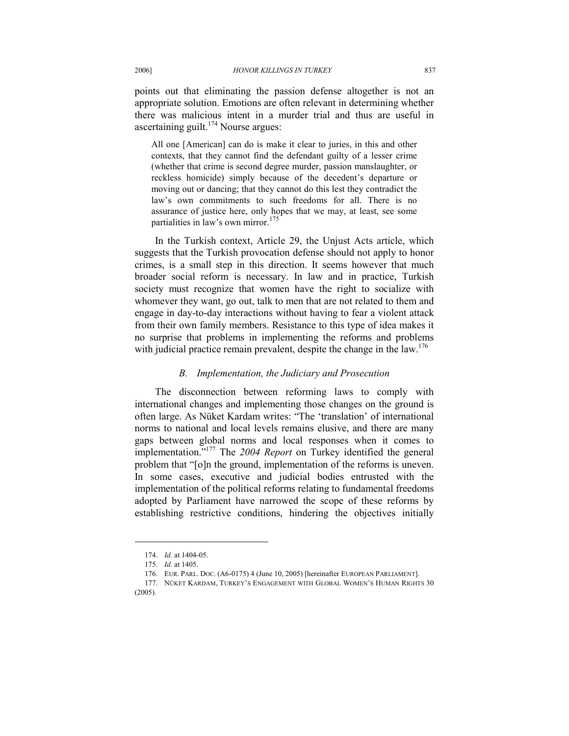points out that eliminating the passion defense altogether is not an appropriate solution. Emotions are often relevant in determining whether there was malicious intent in a murder trial and thus are useful in ascertaining guilt.[174] Nourse argues:

> All one [American] can do is make it clear to juries, in this and other contexts, that they cannot find the defendant guilty of a lesser crime (whether that crime is second degree murder, passion manslaughter, or reckless homicide) simply because of the decedent's departure or moving out or dancing; that they cannot do this lest they contradict the law's own commitments to such freedoms for all. There is no assurance of justice here, only hopes that we may, at least, see some partialities in law's own mirror.[175]

In the Turkish context, Article 29, the Unjust Acts article, which suggests that the Turkish provocation defense should not apply to honor crimes, is a small step in this direction. It seems however that much broader social reform is necessary. In law and in practice, Turkish society must recognize that women have the right to socialize with whomever they want, go out, talk to men that are not related to them and engage in day-to-day interactions without having to fear a violent attack from their own family members. Resistance to this type of idea makes it no surprise that problems in implementing the reforms and problems with judicial practice remain prevalent, despite the change in the law.[176]

### *B. Implementation, the Judiciary and Prosecution*

The disconnection between reforming laws to comply with international changes and implementing those changes on the ground is often large. As Nüket Kardam writes: "The 'translation' of international norms to national and local levels remains elusive, and there are many gaps between global norms and local responses when it comes to implementation."[177] The *2004 Report* on Turkey identified the general problem that "[o]n the ground, implementation of the reforms is uneven. In some cases, executive and judicial bodies entrusted with the implementation of the political reforms relating to fundamental freedoms adopted by Parliament have narrowed the scope of these reforms by establishing restrictive conditions, hindering the objectives initially

---

174. *Id.* at 1404-05.

175. *Id.* at 1405.

176. EUR. PARL. DOC. (A6-0175) 4 (June 10, 2005) [hereinafter EUROPEAN PARLIAMENT].

177. NÜKET KARDAM, TURKEY'S ENGAGEMENT WITH GLOBAL WOMEN'S HUMAN RIGHTS 30 (2005).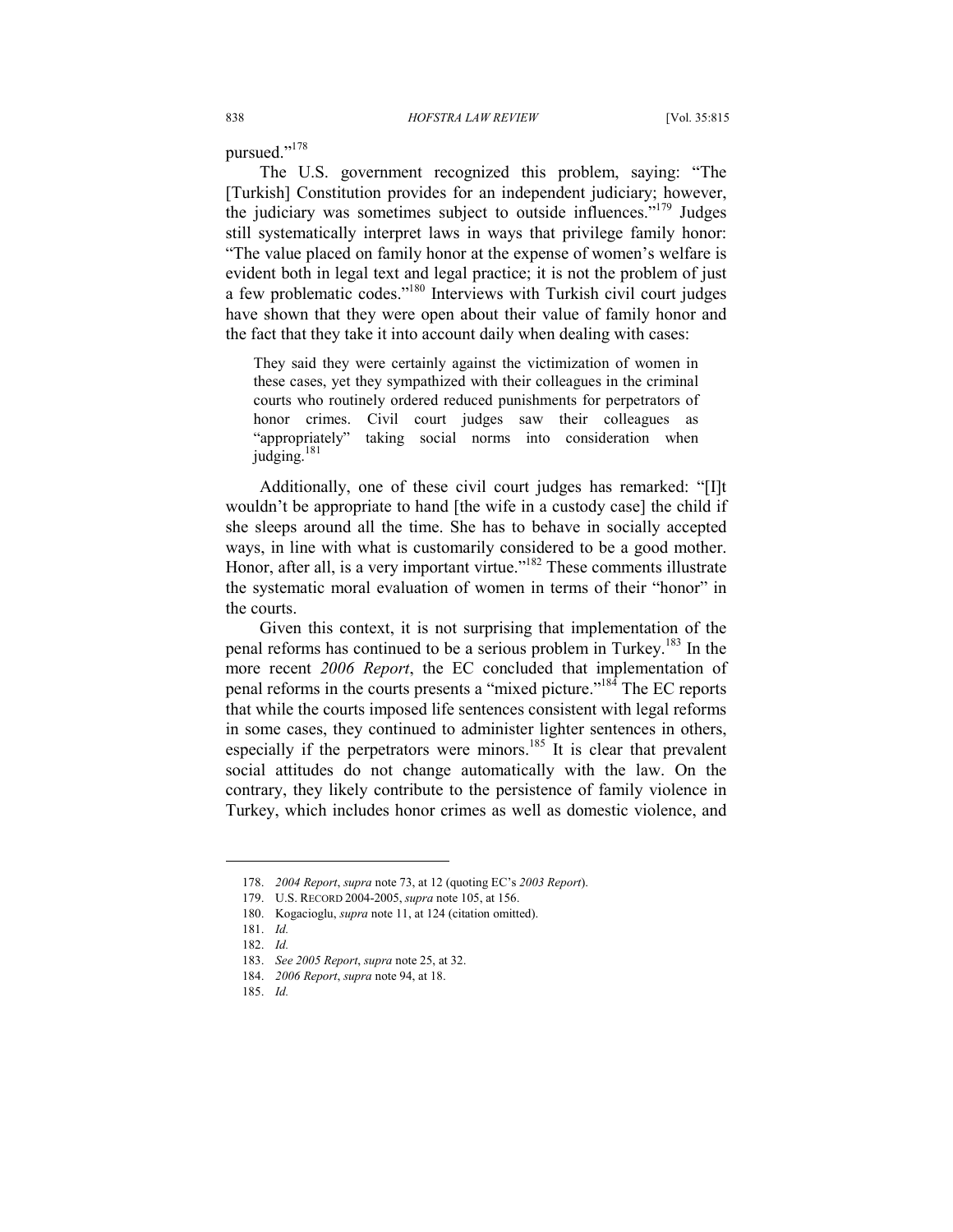pursued."[178]

The U.S. government recognized this problem, saying: "The [Turkish] Constitution provides for an independent judiciary; however, the judiciary was sometimes subject to outside influences."[179] Judges still systematically interpret laws in ways that privilege family honor: "The value placed on family honor at the expense of women's welfare is evident both in legal text and legal practice; it is not the problem of just a few problematic codes."[180] Interviews with Turkish civil court judges have shown that they were open about their value of family honor and the fact that they take it into account daily when dealing with cases:

> They said they were certainly against the victimization of women in these cases, yet they sympathized with their colleagues in the criminal courts who routinely ordered reduced punishments for perpetrators of honor crimes. Civil court judges saw their colleagues as "appropriately" taking social norms into consideration when judging.[181]

Additionally, one of these civil court judges has remarked: "[I]t wouldn't be appropriate to hand [the wife in a custody case] the child if she sleeps around all the time. She has to behave in socially accepted ways, in line with what is customarily considered to be a good mother. Honor, after all, is a very important virtue."[182] These comments illustrate the systematic moral evaluation of women in terms of their "honor" in the courts.

Given this context, it is not surprising that implementation of the penal reforms has continued to be a serious problem in Turkey.[183] In the more recent *2006 Report*, the EC concluded that implementation of penal reforms in the courts presents a "mixed picture."[184] The EC reports that while the courts imposed life sentences consistent with legal reforms in some cases, they continued to administer lighter sentences in others, especially if the perpetrators were minors.[185] It is clear that prevalent social attitudes do not change automatically with the law. On the contrary, they likely contribute to the persistence of family violence in Turkey, which includes honor crimes as well as domestic violence, and

---

178. *2004 Report*, *supra* note 73, at 12 (quoting EC's *2003 Report*).

179. U.S. RECORD 2004-2005, *supra* note 105, at 156.

180. Kogacioglu, *supra* note 11, at 124 (citation omitted).

181. *Id.*

182. *Id.*

183. *See 2005 Report*, *supra* note 25, at 32.

184. *2006 Report*, *supra* note 94, at 18.

185. *Id.*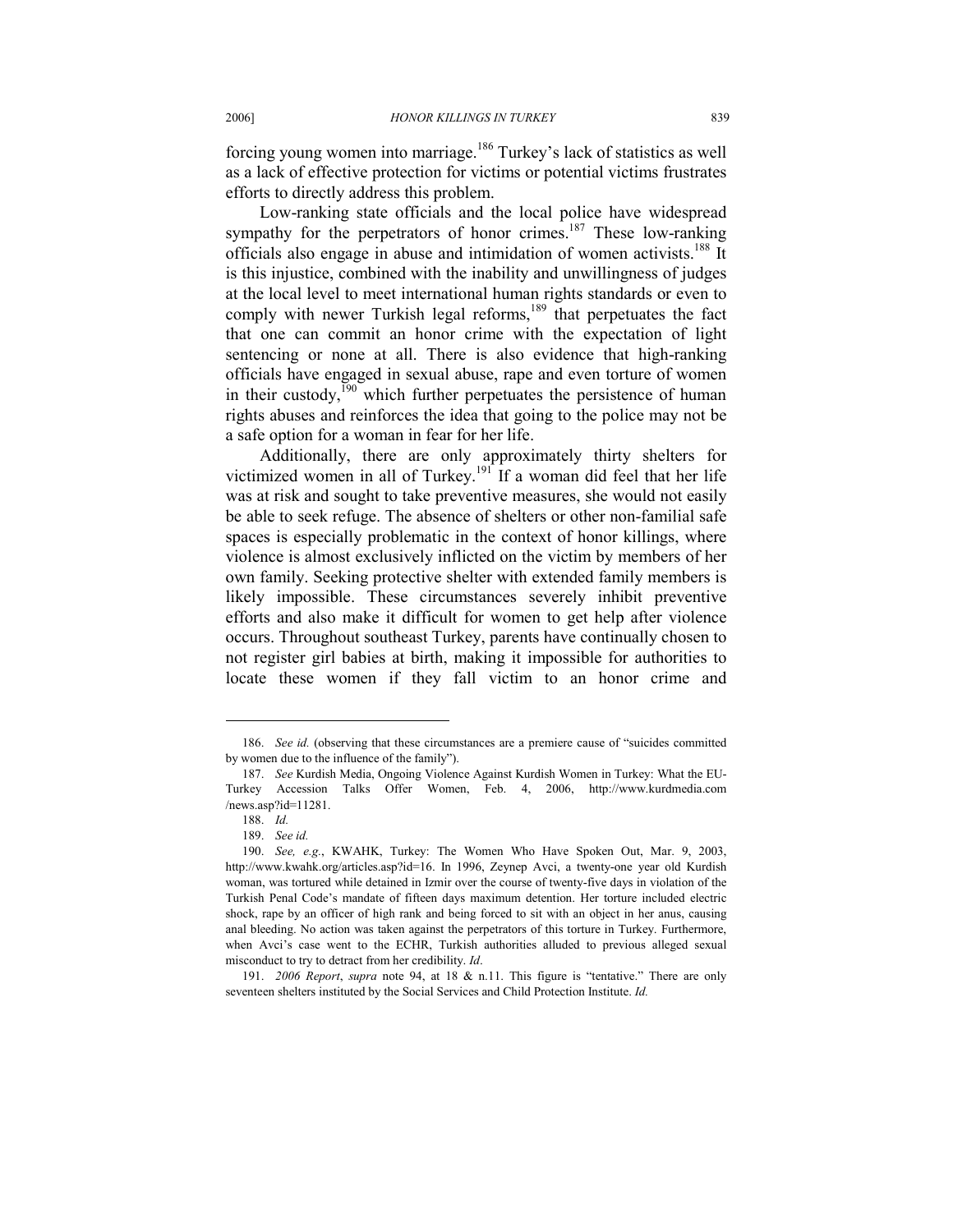forcing young women into marriage.[186] Turkey's lack of statistics as well as a lack of effective protection for victims or potential victims frustrates efforts to directly address this problem.

Low-ranking state officials and the local police have widespread sympathy for the perpetrators of honor crimes.[187] These low-ranking officials also engage in abuse and intimidation of women activists.[188] It is this injustice, combined with the inability and unwillingness of judges at the local level to meet international human rights standards or even to comply with newer Turkish legal reforms,[189] that perpetuates the fact that one can commit an honor crime with the expectation of light sentencing or none at all. There is also evidence that high-ranking officials have engaged in sexual abuse, rape and even torture of women in their custody,[190] which further perpetuates the persistence of human rights abuses and reinforces the idea that going to the police may not be a safe option for a woman in fear for her life.

Additionally, there are only approximately thirty shelters for victimized women in all of Turkey.[191] If a woman did feel that her life was at risk and sought to take preventive measures, she would not easily be able to seek refuge. The absence of shelters or other non-familial safe spaces is especially problematic in the context of honor killings, where violence is almost exclusively inflicted on the victim by members of her own family. Seeking protective shelter with extended family members is likely impossible. These circumstances severely inhibit preventive efforts and also make it difficult for women to get help after violence occurs. Throughout southeast Turkey, parents have continually chosen to not register girl babies at birth, making it impossible for authorities to locate these women if they fall victim to an honor crime and

---

186. *See id.* (observing that these circumstances are a premiere cause of "suicides committed by women due to the influence of the family").

187. *See* Kurdish Media, Ongoing Violence Against Kurdish Women in Turkey: What the EU-Turkey Accession Talks Offer Women, Feb. 4, 2006, http://www.kurdmedia.com/news.asp?id=11281.

188. *Id.*

189. *See id.*

190. *See, e.g.*, KWAHK, Turkey: The Women Who Have Spoken Out, Mar. 9, 2003, http://www.kwahk.org/articles.asp?id=16. In 1996, Zeynep Avci, a twenty-one year old Kurdish woman, was tortured while detained in Izmir over the course of twenty-five days in violation of the Turkish Penal Code's mandate of fifteen days maximum detention. Her torture included electric shock, rape by an officer of high rank and being forced to sit with an object in her anus, causing anal bleeding. No action was taken against the perpetrators of this torture in Turkey. Furthermore, when Avci's case went to the ECHR, Turkish authorities alluded to previous alleged sexual misconduct to try to detract from her credibility. *Id*.

191. *2006 Report*, *supra* note 94, at 18 & n.11. This figure is "tentative." There are only seventeen shelters instituted by the Social Services and Child Protection Institute. *Id.*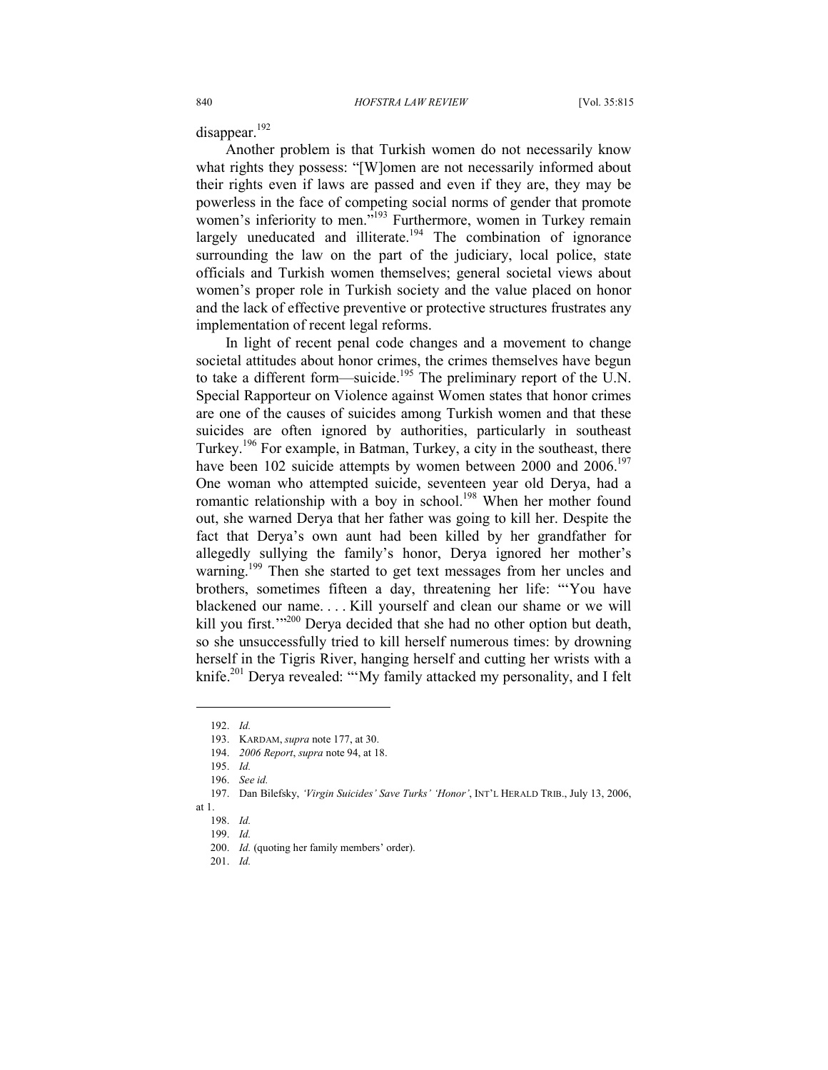disappear.[192]

Another problem is that Turkish women do not necessarily know what rights they possess: "[W]omen are not necessarily informed about their rights even if laws are passed and even if they are, they may be powerless in the face of competing social norms of gender that promote women's inferiority to men."[193] Furthermore, women in Turkey remain largely uneducated and illiterate.[194] The combination of ignorance surrounding the law on the part of the judiciary, local police, state officials and Turkish women themselves; general societal views about women's proper role in Turkish society and the value placed on honor and the lack of effective preventive or protective structures frustrates any implementation of recent legal reforms.

In light of recent penal code changes and a movement to change societal attitudes about honor crimes, the crimes themselves have begun to take a different form—suicide.[195] The preliminary report of the U.N. Special Rapporteur on Violence against Women states that honor crimes are one of the causes of suicides among Turkish women and that these suicides are often ignored by authorities, particularly in southeast Turkey.[196] For example, in Batman, Turkey, a city in the southeast, there have been 102 suicide attempts by women between 2000 and 2006.[197] One woman who attempted suicide, seventeen year old Derya, had a romantic relationship with a boy in school.[198] When her mother found out, she warned Derya that her father was going to kill her. Despite the fact that Derya's own aunt had been killed by her grandfather for allegedly sullying the family's honor, Derya ignored her mother's warning.[199] Then she started to get text messages from her uncles and brothers, sometimes fifteen a day, threatening her life: "'You have blackened our name. . . . Kill yourself and clean our shame or we will kill you first.'"[200] Derya decided that she had no other option but death, so she unsuccessfully tried to kill herself numerous times: by drowning herself in the Tigris River, hanging herself and cutting her wrists with a knife.[201] Derya revealed: "'My family attacked my personality, and I felt

---

192. *Id.*

193. KARDAM, *supra* note 177, at 30.

194. *2006 Report*, *supra* note 94, at 18.

195. *Id.*

196. *See id.*

197. Dan Bilefsky, *'Virgin Suicides' Save Turks' 'Honor'*, INT'L HERALD TRIB., July 13, 2006, at 1.

198. *Id.*

199. *Id.*

200. *Id.* (quoting her family members' order).

201. *Id.*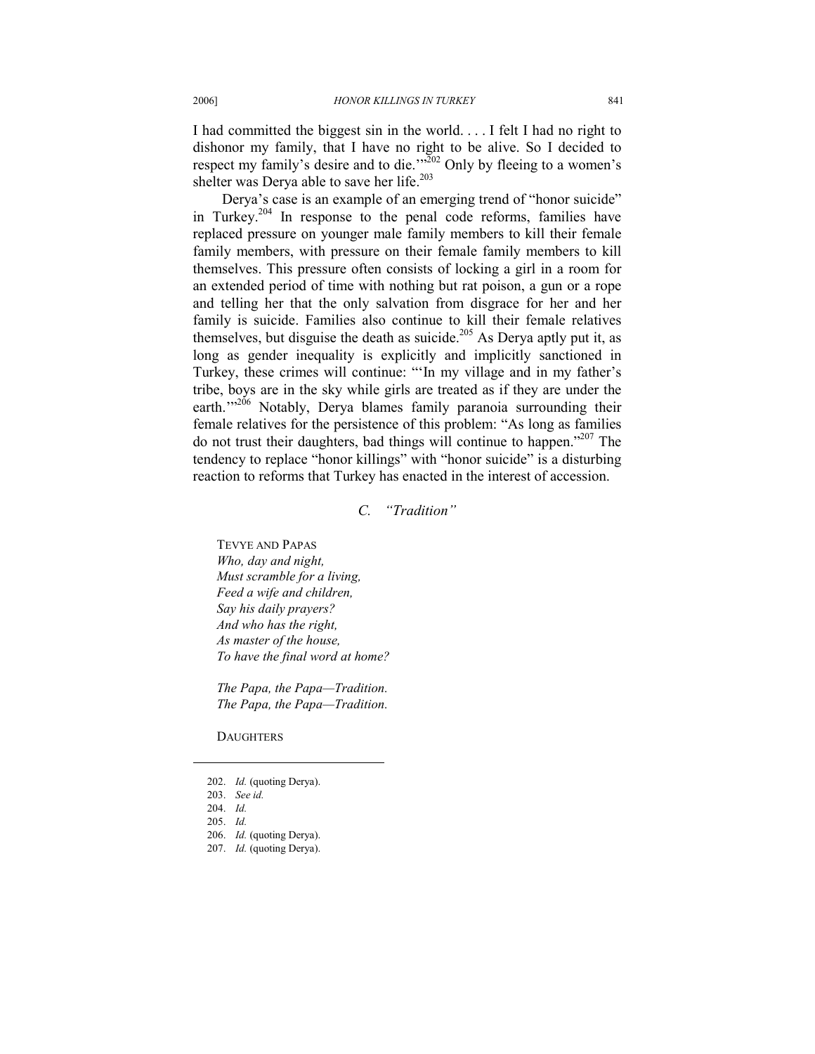I had committed the biggest sin in the world. . . . I felt I had no right to dishonor my family, that I have no right to be alive. So I decided to respect my family's desire and to die.'"[202] Only by fleeing to a women's shelter was Derya able to save her life.[203]

Derya's case is an example of an emerging trend of "honor suicide" in Turkey.[204] In response to the penal code reforms, families have replaced pressure on younger male family members to kill their female family members, with pressure on their female family members to kill themselves. This pressure often consists of locking a girl in a room for an extended period of time with nothing but rat poison, a gun or a rope and telling her that the only salvation from disgrace for her and her family is suicide. Families also continue to kill their female relatives themselves, but disguise the death as suicide.[205] As Derya aptly put it, as long as gender inequality is explicitly and implicitly sanctioned in Turkey, these crimes will continue: "'In my village and in my father's tribe, boys are in the sky while girls are treated as if they are under the earth.'"[206] Notably, Derya blames family paranoia surrounding their female relatives for the persistence of this problem: "As long as families do not trust their daughters, bad things will continue to happen."[207] The tendency to replace "honor killings" with "honor suicide" is a disturbing reaction to reforms that Turkey has enacted in the interest of accession.

### C. *"Tradition"*

TEVYE AND PAPAS
*Who, day and night,*
*Must scramble for a living,*
*Feed a wife and children,*
*Say his daily prayers?*
*And who has the right,*
*As master of the house,*
*To have the final word at home?*

*The Papa, the Papa—Tradition.*
*The Papa, the Papa—Tradition.*

DAUGHTERS

---

202. *Id.* (quoting Derya).
203. *See id.*
204. *Id.*
205. *Id.*
206. *Id.* (quoting Derya).
207. *Id.* (quoting Derya).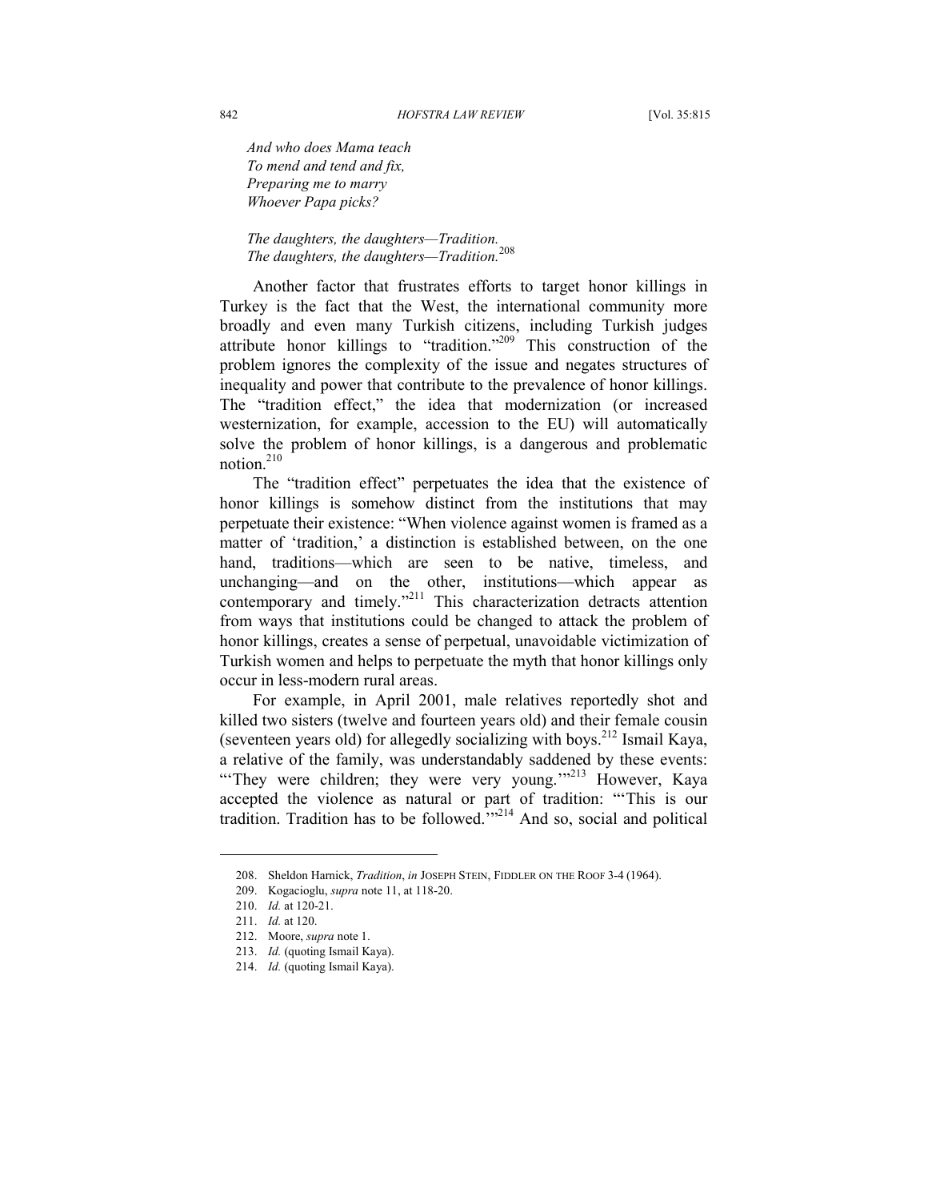*And who does Mama teach*
*To mend and tend and fix,*
*Preparing me to marry*
*Whoever Papa picks?*

*The daughters, the daughters—Tradition.*
*The daughters, the daughters—Tradition.*[208]

Another factor that frustrates efforts to target honor killings in Turkey is the fact that the West, the international community more broadly and even many Turkish citizens, including Turkish judges attribute honor killings to "tradition."[209] This construction of the problem ignores the complexity of the issue and negates structures of inequality and power that contribute to the prevalence of honor killings. The "tradition effect," the idea that modernization (or increased westernization, for example, accession to the EU) will automatically solve the problem of honor killings, is a dangerous and problematic notion.[210]

The "tradition effect" perpetuates the idea that the existence of honor killings is somehow distinct from the institutions that may perpetuate their existence: "When violence against women is framed as a matter of 'tradition,' a distinction is established between, on the one hand, traditions—which are seen to be native, timeless, and unchanging—and on the other, institutions—which appear as contemporary and timely."[211] This characterization detracts attention from ways that institutions could be changed to attack the problem of honor killings, creates a sense of perpetual, unavoidable victimization of Turkish women and helps to perpetuate the myth that honor killings only occur in less-modern rural areas.

For example, in April 2001, male relatives reportedly shot and killed two sisters (twelve and fourteen years old) and their female cousin (seventeen years old) for allegedly socializing with boys.[212] Ismail Kaya, a relative of the family, was understandably saddened by these events: "'They were children; they were very young.'"[213] However, Kaya accepted the violence as natural or part of tradition: "'This is our tradition. Tradition has to be followed.'"[214] And so, social and political

---

208. Sheldon Harnick, *Tradition*, *in* JOSEPH STEIN, FIDDLER ON THE ROOF 3-4 (1964).

209. Kogacioglu, *supra* note 11, at 118-20.

210. *Id.* at 120-21.

211. *Id.* at 120.

212. Moore, *supra* note 1.

213. *Id.* (quoting Ismail Kaya).

214. *Id.* (quoting Ismail Kaya).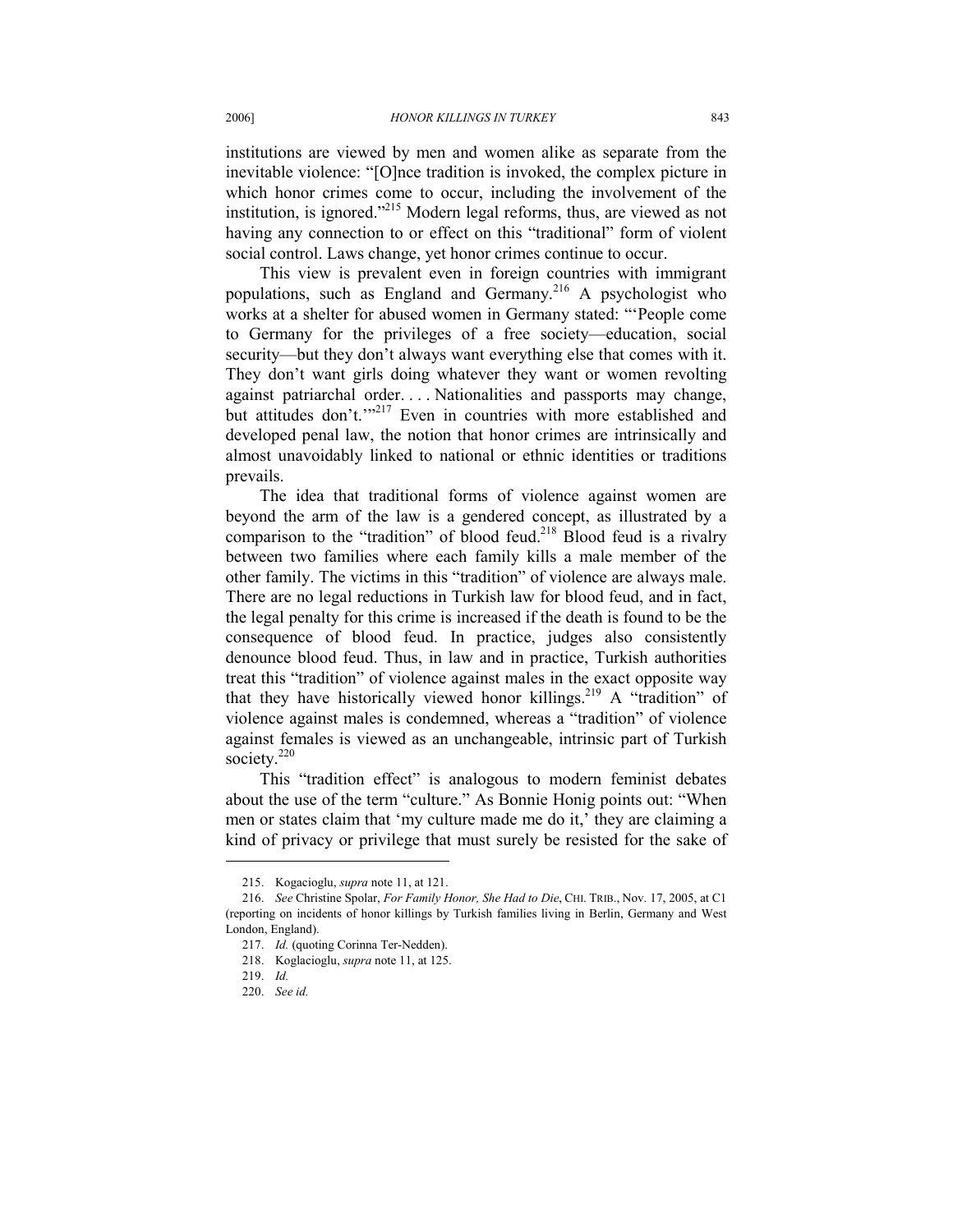institutions are viewed by men and women alike as separate from the inevitable violence: "[O]nce tradition is invoked, the complex picture in which honor crimes come to occur, including the involvement of the institution, is ignored."[215] Modern legal reforms, thus, are viewed as not having any connection to or effect on this "traditional" form of violent social control. Laws change, yet honor crimes continue to occur.

This view is prevalent even in foreign countries with immigrant populations, such as England and Germany.[216] A psychologist who works at a shelter for abused women in Germany stated: "'People come to Germany for the privileges of a free society—education, social security—but they don't always want everything else that comes with it. They don't want girls doing whatever they want or women revolting against patriarchal order. . . . Nationalities and passports may change, but attitudes don't.'"[217] Even in countries with more established and developed penal law, the notion that honor crimes are intrinsically and almost unavoidably linked to national or ethnic identities or traditions prevails.

The idea that traditional forms of violence against women are beyond the arm of the law is a gendered concept, as illustrated by a comparison to the "tradition" of blood feud.[218] Blood feud is a rivalry between two families where each family kills a male member of the other family. The victims in this "tradition" of violence are always male. There are no legal reductions in Turkish law for blood feud, and in fact, the legal penalty for this crime is increased if the death is found to be the consequence of blood feud. In practice, judges also consistently denounce blood feud. Thus, in law and in practice, Turkish authorities treat this "tradition" of violence against males in the exact opposite way that they have historically viewed honor killings.[219] A "tradition" of violence against males is condemned, whereas a "tradition" of violence against females is viewed as an unchangeable, intrinsic part of Turkish society.[220]

This "tradition effect" is analogous to modern feminist debates about the use of the term "culture." As Bonnie Honig points out: "When men or states claim that 'my culture made me do it,' they are claiming a kind of privacy or privilege that must surely be resisted for the sake of

---

215. Kogacioglu, *supra* note 11, at 121.

216. *See* Christine Spolar, *For Family Honor, She Had to Die*, CHI. TRIB., Nov. 17, 2005, at C1 (reporting on incidents of honor killings by Turkish families living in Berlin, Germany and West London, England).

217. *Id.* (quoting Corinna Ter-Nedden).

218. Koglacioglu, *supra* note 11, at 125.

219. *Id.*

220. *See id.*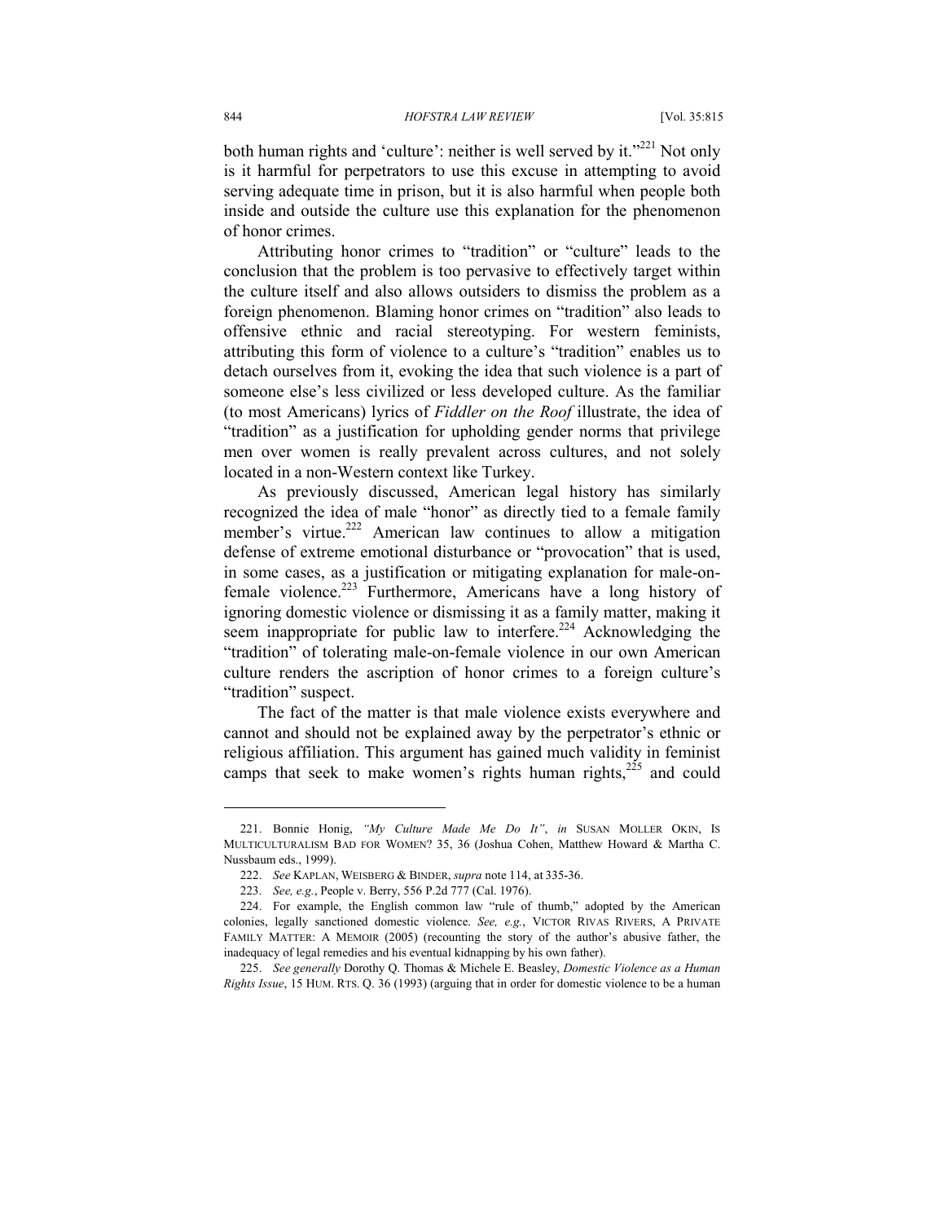both human rights and 'culture': neither is well served by it."[221] Not only is it harmful for perpetrators to use this excuse in attempting to avoid serving adequate time in prison, but it is also harmful when people both inside and outside the culture use this explanation for the phenomenon of honor crimes.

Attributing honor crimes to "tradition" or "culture" leads to the conclusion that the problem is too pervasive to effectively target within the culture itself and also allows outsiders to dismiss the problem as a foreign phenomenon. Blaming honor crimes on "tradition" also leads to offensive ethnic and racial stereotyping. For western feminists, attributing this form of violence to a culture's "tradition" enables us to detach ourselves from it, evoking the idea that such violence is a part of someone else's less civilized or less developed culture. As the familiar (to most Americans) lyrics of *Fiddler on the Roof* illustrate, the idea of "tradition" as a justification for upholding gender norms that privilege men over women is really prevalent across cultures, and not solely located in a non-Western context like Turkey.

As previously discussed, American legal history has similarly recognized the idea of male "honor" as directly tied to a female family member's virtue.[222] American law continues to allow a mitigation defense of extreme emotional disturbance or "provocation" that is used, in some cases, as a justification or mitigating explanation for male-on-female violence.[223] Furthermore, Americans have a long history of ignoring domestic violence or dismissing it as a family matter, making it seem inappropriate for public law to interfere.[224] Acknowledging the "tradition" of tolerating male-on-female violence in our own American culture renders the ascription of honor crimes to a foreign culture's "tradition" suspect.

The fact of the matter is that male violence exists everywhere and cannot and should not be explained away by the perpetrator's ethnic or religious affiliation. This argument has gained much validity in feminist camps that seek to make women's rights human rights,[225] and could

---

221. Bonnie Honig, *"My Culture Made Me Do It"*, *in* SUSAN MOLLER OKIN, IS MULTICULTURALISM BAD FOR WOMEN? 35, 36 (Joshua Cohen, Matthew Howard & Martha C. Nussbaum eds., 1999).

222. *See* KAPLAN, WEISBERG & BINDER, *supra* note 114, at 335-36.

223. *See, e.g.*, People v. Berry, 556 P.2d 777 (Cal. 1976).

224. For example, the English common law "rule of thumb," adopted by the American colonies, legally sanctioned domestic violence. *See, e.g.*, VICTOR RIVAS RIVERS, A PRIVATE FAMILY MATTER: A MEMOIR (2005) (recounting the story of the author's abusive father, the inadequacy of legal remedies and his eventual kidnapping by his own father).

225. *See generally* Dorothy Q. Thomas & Michele E. Beasley, *Domestic Violence as a Human Rights Issue*, 15 HUM. RTS. Q. 36 (1993) (arguing that in order for domestic violence to be a human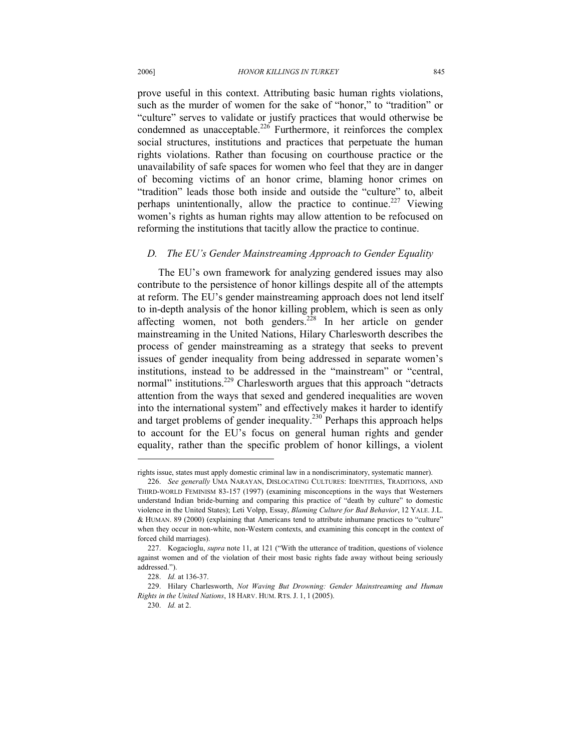prove useful in this context. Attributing basic human rights violations, such as the murder of women for the sake of "honor," to "tradition" or "culture" serves to validate or justify practices that would otherwise be condemned as unacceptable.[226] Furthermore, it reinforces the complex social structures, institutions and practices that perpetuate the human rights violations. Rather than focusing on courthouse practice or the unavailability of safe spaces for women who feel that they are in danger of becoming victims of an honor crime, blaming honor crimes on "tradition" leads those both inside and outside the "culture" to, albeit perhaps unintentionally, allow the practice to continue.[227] Viewing women's rights as human rights may allow attention to be refocused on reforming the institutions that tacitly allow the practice to continue.

### *D. The EU's Gender Mainstreaming Approach to Gender Equality*

The EU's own framework for analyzing gendered issues may also contribute to the persistence of honor killings despite all of the attempts at reform. The EU's gender mainstreaming approach does not lend itself to in-depth analysis of the honor killing problem, which is seen as only affecting women, not both genders.[228] In her article on gender mainstreaming in the United Nations, Hilary Charlesworth describes the process of gender mainstreaming as a strategy that seeks to prevent issues of gender inequality from being addressed in separate women's institutions, instead to be addressed in the "mainstream" or "central, normal" institutions.[229] Charlesworth argues that this approach "detracts attention from the ways that sexed and gendered inequalities are woven into the international system" and effectively makes it harder to identify and target problems of gender inequality.[230] Perhaps this approach helps to account for the EU's focus on general human rights and gender equality, rather than the specific problem of honor killings, a violent

---

rights issue, states must apply domestic criminal law in a nondiscriminatory, systematic manner).

226. *See generally* UMA NARAYAN, DISLOCATING CULTURES: IDENTITIES, TRADITIONS, AND THIRD-WORLD FEMINISM 83-157 (1997) (examining misconceptions in the ways that Westerners understand Indian bride-burning and comparing this practice of "death by culture" to domestic violence in the United States); Leti Volpp, Essay, *Blaming Culture for Bad Behavior*, 12 YALE. J.L. & HUMAN. 89 (2000) (explaining that Americans tend to attribute inhumane practices to "culture" when they occur in non-white, non-Western contexts, and examining this concept in the context of forced child marriages).

227. Kogacioglu, *supra* note 11, at 121 ("With the utterance of tradition, questions of violence against women and of the violation of their most basic rights fade away without being seriously addressed.").

228. *Id.* at 136-37.

229. Hilary Charlesworth, *Not Waving But Drowning: Gender Mainstreaming and Human Rights in the United Nations*, 18 HARV. HUM. RTS. J. 1, 1 (2005).

230. *Id.* at 2.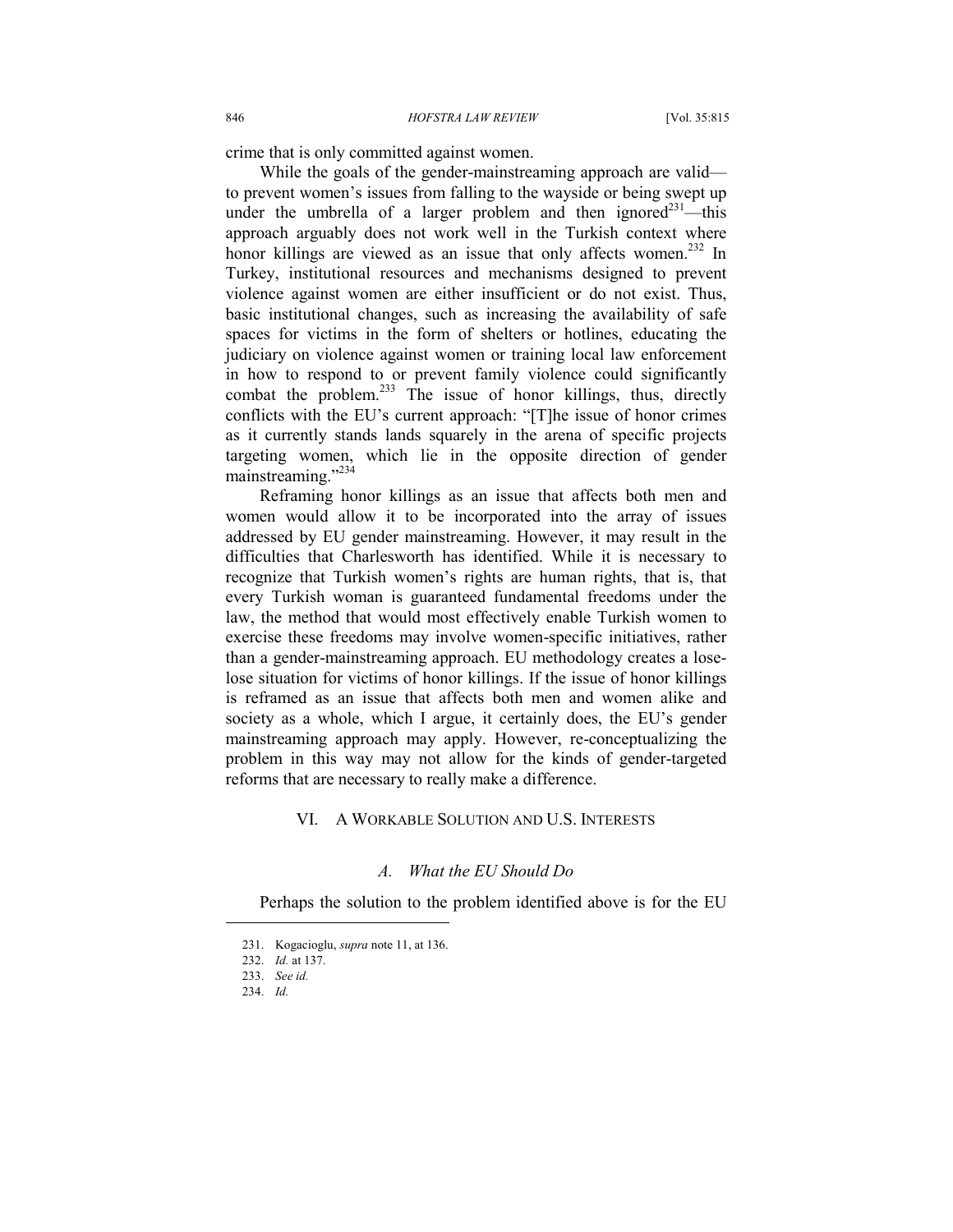crime that is only committed against women.

While the goals of the gender-mainstreaming approach are valid—to prevent women's issues from falling to the wayside or being swept up under the umbrella of a larger problem and then ignored[231]—this approach arguably does not work well in the Turkish context where honor killings are viewed as an issue that only affects women.[232] In Turkey, institutional resources and mechanisms designed to prevent violence against women are either insufficient or do not exist. Thus, basic institutional changes, such as increasing the availability of safe spaces for victims in the form of shelters or hotlines, educating the judiciary on violence against women or training local law enforcement in how to respond to or prevent family violence could significantly combat the problem.[233] The issue of honor killings, thus, directly conflicts with the EU's current approach: "[T]he issue of honor crimes as it currently stands lands squarely in the arena of specific projects targeting women, which lie in the opposite direction of gender mainstreaming."[234]

Reframing honor killings as an issue that affects both men and women would allow it to be incorporated into the array of issues addressed by EU gender mainstreaming. However, it may result in the difficulties that Charlesworth has identified. While it is necessary to recognize that Turkish women's rights are human rights, that is, that every Turkish woman is guaranteed fundamental freedoms under the law, the method that would most effectively enable Turkish women to exercise these freedoms may involve women-specific initiatives, rather than a gender-mainstreaming approach. EU methodology creates a lose-lose situation for victims of honor killings. If the issue of honor killings is reframed as an issue that affects both men and women alike and society as a whole, which I argue, it certainly does, the EU's gender mainstreaming approach may apply. However, re-conceptualizing the problem in this way may not allow for the kinds of gender-targeted reforms that are necessary to really make a difference.

## VI. A WORKABLE SOLUTION AND U.S. INTERESTS

### *A. What the EU Should Do*

Perhaps the solution to the problem identified above is for the EU

---

231. Kogacioglu, *supra* note 11, at 136.

232. *Id.* at 137.

233. *See id.*

234. *Id.*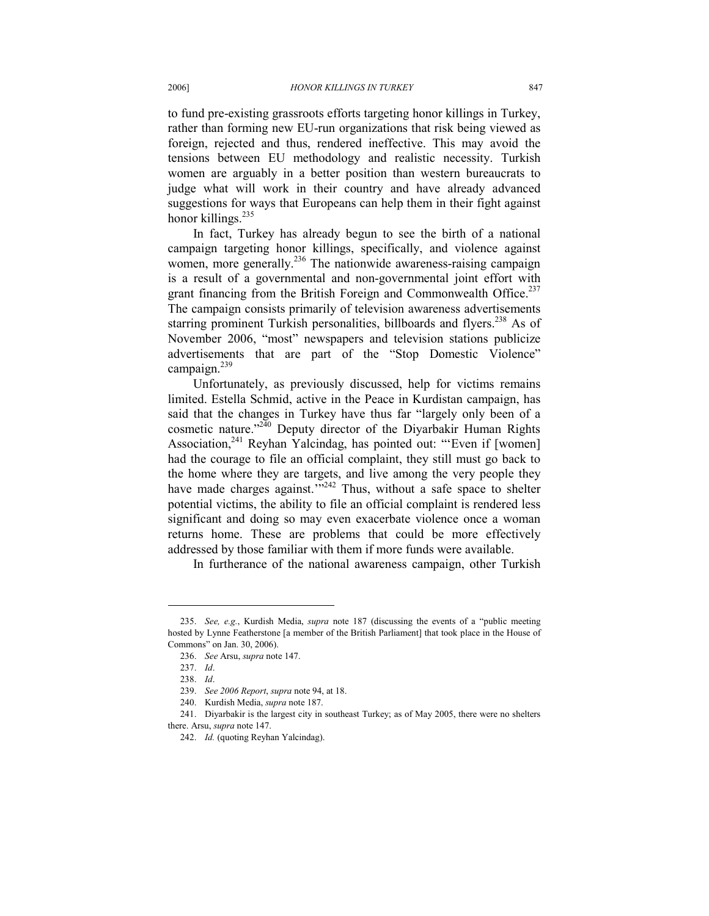to fund pre-existing grassroots efforts targeting honor killings in Turkey, rather than forming new EU-run organizations that risk being viewed as foreign, rejected and thus, rendered ineffective. This may avoid the tensions between EU methodology and realistic necessity. Turkish women are arguably in a better position than western bureaucrats to judge what will work in their country and have already advanced suggestions for ways that Europeans can help them in their fight against honor killings.[235]

In fact, Turkey has already begun to see the birth of a national campaign targeting honor killings, specifically, and violence against women, more generally.[236] The nationwide awareness-raising campaign is a result of a governmental and non-governmental joint effort with grant financing from the British Foreign and Commonwealth Office.[237] The campaign consists primarily of television awareness advertisements starring prominent Turkish personalities, billboards and flyers.[238] As of November 2006, "most" newspapers and television stations publicize advertisements that are part of the "Stop Domestic Violence" campaign.[239]

Unfortunately, as previously discussed, help for victims remains limited. Estella Schmid, active in the Peace in Kurdistan campaign, has said that the changes in Turkey have thus far "largely only been of a cosmetic nature."[240] Deputy director of the Diyarbakir Human Rights Association,[241] Reyhan Yalcindag, has pointed out: "'Even if [women] had the courage to file an official complaint, they still must go back to the home where they are targets, and live among the very people they have made charges against.'"[242] Thus, without a safe space to shelter potential victims, the ability to file an official complaint is rendered less significant and doing so may even exacerbate violence once a woman returns home. These are problems that could be more effectively addressed by those familiar with them if more funds were available.

In furtherance of the national awareness campaign, other Turkish

---

235. *See, e.g.*, Kurdish Media, *supra* note 187 (discussing the events of a "public meeting hosted by Lynne Featherstone [a member of the British Parliament] that took place in the House of Commons" on Jan. 30, 2006).

236. *See* Arsu, *supra* note 147.

237. *Id*.

238. *Id*.

239. *See 2006 Report*, *supra* note 94, at 18.

240. Kurdish Media, *supra* note 187.

241. Diyarbakir is the largest city in southeast Turkey; as of May 2005, there were no shelters there. Arsu, *supra* note 147.

242. *Id.* (quoting Reyhan Yalcindag).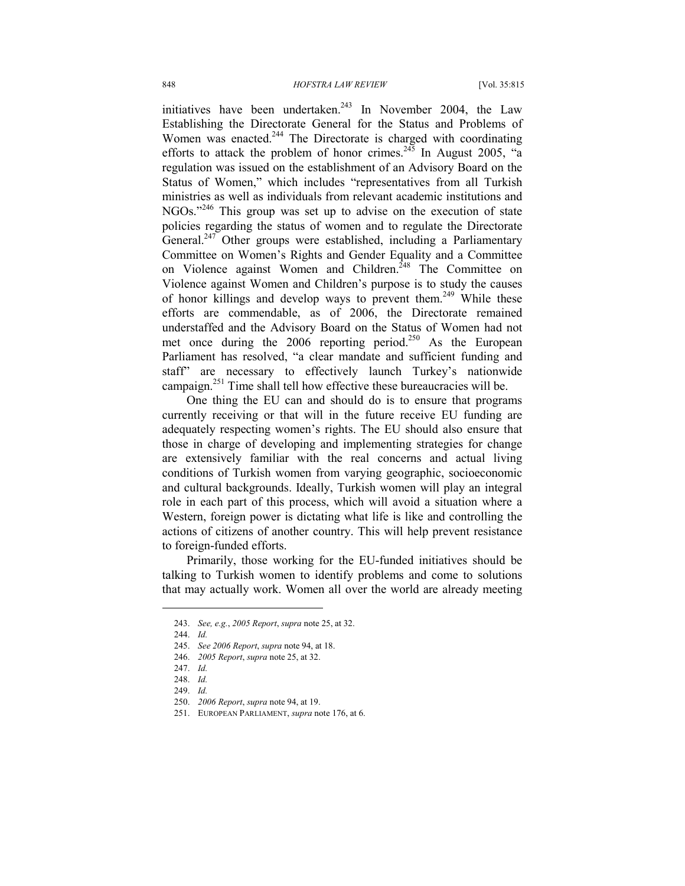initiatives have been undertaken.[243] In November 2004, the Law Establishing the Directorate General for the Status and Problems of Women was enacted.[244] The Directorate is charged with coordinating efforts to attack the problem of honor crimes.[245] In August 2005, "a regulation was issued on the establishment of an Advisory Board on the Status of Women," which includes "representatives from all Turkish ministries as well as individuals from relevant academic institutions and NGOs."[246] This group was set up to advise on the execution of state policies regarding the status of women and to regulate the Directorate General.[247] Other groups were established, including a Parliamentary Committee on Women's Rights and Gender Equality and a Committee on Violence against Women and Children.[248] The Committee on Violence against Women and Children's purpose is to study the causes of honor killings and develop ways to prevent them.[249] While these efforts are commendable, as of 2006, the Directorate remained understaffed and the Advisory Board on the Status of Women had not met once during the 2006 reporting period.[250] As the European Parliament has resolved, "a clear mandate and sufficient funding and staff" are necessary to effectively launch Turkey's nationwide campaign.[251] Time shall tell how effective these bureaucracies will be.

One thing the EU can and should do is to ensure that programs currently receiving or that will in the future receive EU funding are adequately respecting women's rights. The EU should also ensure that those in charge of developing and implementing strategies for change are extensively familiar with the real concerns and actual living conditions of Turkish women from varying geographic, socioeconomic and cultural backgrounds. Ideally, Turkish women will play an integral role in each part of this process, which will avoid a situation where a Western, foreign power is dictating what life is like and controlling the actions of citizens of another country. This will help prevent resistance to foreign-funded efforts.

Primarily, those working for the EU-funded initiatives should be talking to Turkish women to identify problems and come to solutions that may actually work. Women all over the world are already meeting

---

243. *See, e.g.*, *2005 Report*, *supra* note 25, at 32.

244. *Id.*

245. *See 2006 Report*, *supra* note 94, at 18.

246. *2005 Report*, *supra* note 25, at 32.

247. *Id.*

248. *Id.*

249. *Id.*

250. *2006 Report*, *supra* note 94, at 19.

251. EUROPEAN PARLIAMENT, *supra* note 176, at 6.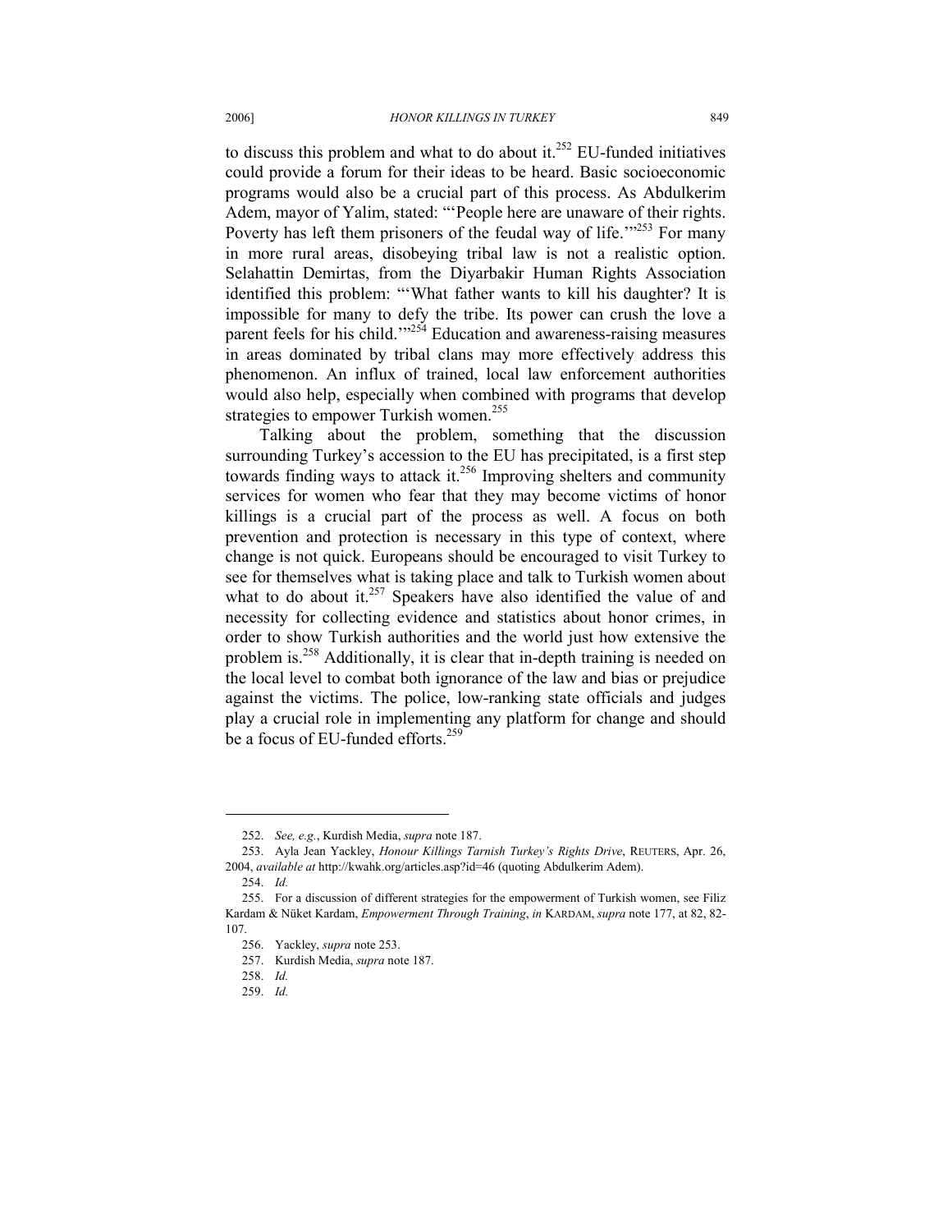to discuss this problem and what to do about it.[252] EU-funded initiatives could provide a forum for their ideas to be heard. Basic socioeconomic programs would also be a crucial part of this process. As Abdulkerim Adem, mayor of Yalim, stated: "'People here are unaware of their rights. Poverty has left them prisoners of the feudal way of life.'"[253] For many in more rural areas, disobeying tribal law is not a realistic option. Selahattin Demirtas, from the Diyarbakir Human Rights Association identified this problem: "'What father wants to kill his daughter? It is impossible for many to defy the tribe. Its power can crush the love a parent feels for his child.'"[254] Education and awareness-raising measures in areas dominated by tribal clans may more effectively address this phenomenon. An influx of trained, local law enforcement authorities would also help, especially when combined with programs that develop strategies to empower Turkish women.[255]

Talking about the problem, something that the discussion surrounding Turkey's accession to the EU has precipitated, is a first step towards finding ways to attack it.[256] Improving shelters and community services for women who fear that they may become victims of honor killings is a crucial part of the process as well. A focus on both prevention and protection is necessary in this type of context, where change is not quick. Europeans should be encouraged to visit Turkey to see for themselves what is taking place and talk to Turkish women about what to do about it.[257] Speakers have also identified the value of and necessity for collecting evidence and statistics about honor crimes, in order to show Turkish authorities and the world just how extensive the problem is.[258] Additionally, it is clear that in-depth training is needed on the local level to combat both ignorance of the law and bias or prejudice against the victims. The police, low-ranking state officials and judges play a crucial role in implementing any platform for change and should be a focus of EU-funded efforts.[259]

---

252. *See, e.g.*, Kurdish Media, *supra* note 187.

253. Ayla Jean Yackley, *Honour Killings Tarnish Turkey's Rights Drive*, REUTERS, Apr. 26, 2004, *available at* http://kwahk.org/articles.asp?id=46 (quoting Abdulkerim Adem).

254. *Id.*

255. For a discussion of different strategies for the empowerment of Turkish women, see Filiz Kardam & Nüket Kardam, *Empowerment Through Training*, *in* KARDAM, *supra* note 177, at 82, 82-107.

256. Yackley, *supra* note 253.

257. Kurdish Media, *supra* note 187.

258. *Id.*

259. *Id.*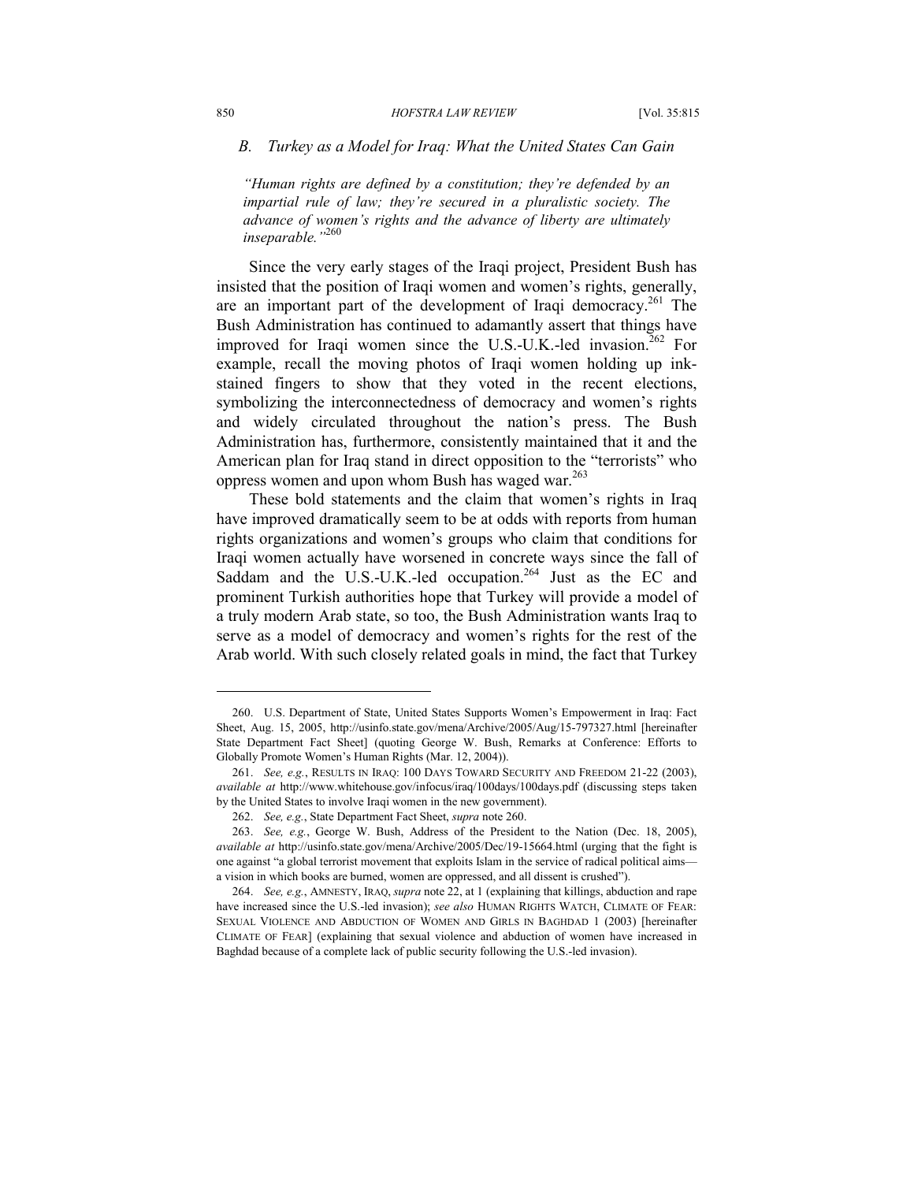### *B. Turkey as a Model for Iraq: What the United States Can Gain*

*"Human rights are defined by a constitution; they're defended by an impartial rule of law; they're secured in a pluralistic society. The advance of women's rights and the advance of liberty are ultimately inseparable."*[260]

Since the very early stages of the Iraqi project, President Bush has insisted that the position of Iraqi women and women's rights, generally, are an important part of the development of Iraqi democracy.[261] The Bush Administration has continued to adamantly assert that things have improved for Iraqi women since the U.S.-U.K.-led invasion.[262] For example, recall the moving photos of Iraqi women holding up ink-stained fingers to show that they voted in the recent elections, symbolizing the interconnectedness of democracy and women's rights and widely circulated throughout the nation's press. The Bush Administration has, furthermore, consistently maintained that it and the American plan for Iraq stand in direct opposition to the "terrorists" who oppress women and upon whom Bush has waged war.[263]

These bold statements and the claim that women's rights in Iraq have improved dramatically seem to be at odds with reports from human rights organizations and women's groups who claim that conditions for Iraqi women actually have worsened in concrete ways since the fall of Saddam and the U.S.-U.K.-led occupation.[264] Just as the EC and prominent Turkish authorities hope that Turkey will provide a model of a truly modern Arab state, so too, the Bush Administration wants Iraq to serve as a model of democracy and women's rights for the rest of the Arab world. With such closely related goals in mind, the fact that Turkey

---

260. U.S. Department of State, United States Supports Women's Empowerment in Iraq: Fact Sheet, Aug. 15, 2005, http://usinfo.state.gov/mena/Archive/2005/Aug/15-797327.html [hereinafter State Department Fact Sheet] (quoting George W. Bush, Remarks at Conference: Efforts to Globally Promote Women's Human Rights (Mar. 12, 2004)).

261. *See, e.g.*, RESULTS IN IRAQ: 100 DAYS TOWARD SECURITY AND FREEDOM 21-22 (2003), *available at* http://www.whitehouse.gov/infocus/iraq/100days/100days.pdf (discussing steps taken by the United States to involve Iraqi women in the new government).

262. *See, e.g.*, State Department Fact Sheet, *supra* note 260.

263. *See, e.g.*, George W. Bush, Address of the President to the Nation (Dec. 18, 2005), *available at* http://usinfo.state.gov/mena/Archive/2005/Dec/19-15664.html (urging that the fight is one against "a global terrorist movement that exploits Islam in the service of radical political aims—a vision in which books are burned, women are oppressed, and all dissent is crushed").

264. *See, e.g.*, AMNESTY, IRAQ, *supra* note 22, at 1 (explaining that killings, abduction and rape have increased since the U.S.-led invasion); *see also* HUMAN RIGHTS WATCH, CLIMATE OF FEAR: SEXUAL VIOLENCE AND ABDUCTION OF WOMEN AND GIRLS IN BAGHDAD 1 (2003) [hereinafter CLIMATE OF FEAR] (explaining that sexual violence and abduction of women have increased in Baghdad because of a complete lack of public security following the U.S.-led invasion).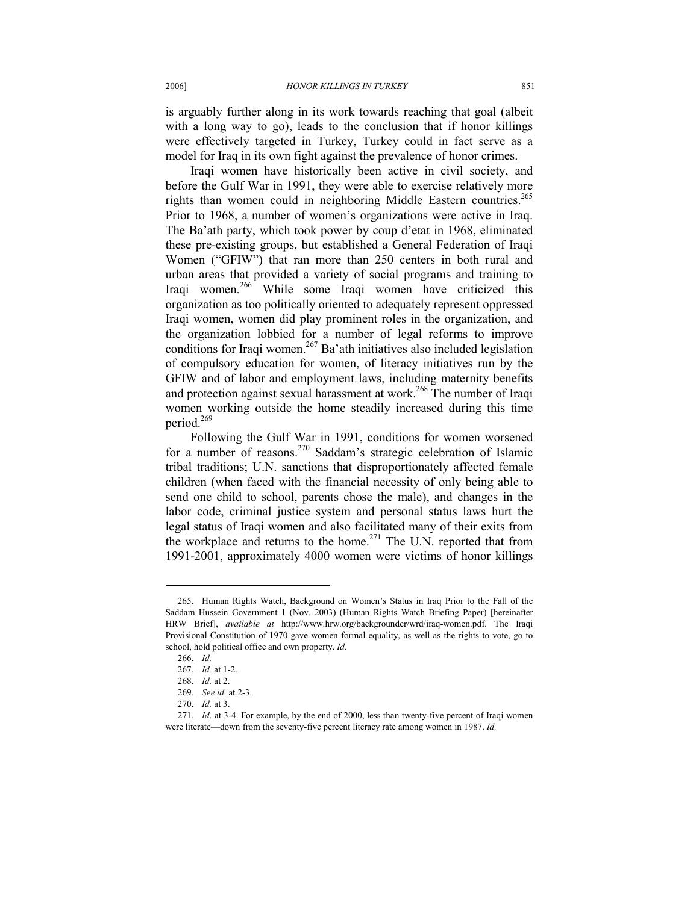is arguably further along in its work towards reaching that goal (albeit with a long way to go), leads to the conclusion that if honor killings were effectively targeted in Turkey, Turkey could in fact serve as a model for Iraq in its own fight against the prevalence of honor crimes.

Iraqi women have historically been active in civil society, and before the Gulf War in 1991, they were able to exercise relatively more rights than women could in neighboring Middle Eastern countries.[265] Prior to 1968, a number of women's organizations were active in Iraq. The Ba'ath party, which took power by coup d'etat in 1968, eliminated these pre-existing groups, but established a General Federation of Iraqi Women ("GFIW") that ran more than 250 centers in both rural and urban areas that provided a variety of social programs and training to Iraqi women.[266] While some Iraqi women have criticized this organization as too politically oriented to adequately represent oppressed Iraqi women, women did play prominent roles in the organization, and the organization lobbied for a number of legal reforms to improve conditions for Iraqi women.[267] Ba'ath initiatives also included legislation of compulsory education for women, of literacy initiatives run by the GFIW and of labor and employment laws, including maternity benefits and protection against sexual harassment at work.[268] The number of Iraqi women working outside the home steadily increased during this time period.[269]

Following the Gulf War in 1991, conditions for women worsened for a number of reasons.[270] Saddam's strategic celebration of Islamic tribal traditions; U.N. sanctions that disproportionately affected female children (when faced with the financial necessity of only being able to send one child to school, parents chose the male), and changes in the labor code, criminal justice system and personal status laws hurt the legal status of Iraqi women and also facilitated many of their exits from the workplace and returns to the home.[271] The U.N. reported that from 1991-2001, approximately 4000 women were victims of honor killings

---

265. Human Rights Watch, Background on Women's Status in Iraq Prior to the Fall of the Saddam Hussein Government 1 (Nov. 2003) (Human Rights Watch Briefing Paper) [hereinafter HRW Brief], *available at* http://www.hrw.org/backgrounder/wrd/iraq-women.pdf. The Iraqi Provisional Constitution of 1970 gave women formal equality, as well as the rights to vote, go to school, hold political office and own property. *Id.*

266. *Id.*

267. *Id.* at 1-2.

268. *Id.* at 2.

269. *See id.* at 2-3.

270. *Id.* at 3.

271. *Id*. at 3-4. For example, by the end of 2000, less than twenty-five percent of Iraqi women were literate—down from the seventy-five percent literacy rate among women in 1987. *Id.*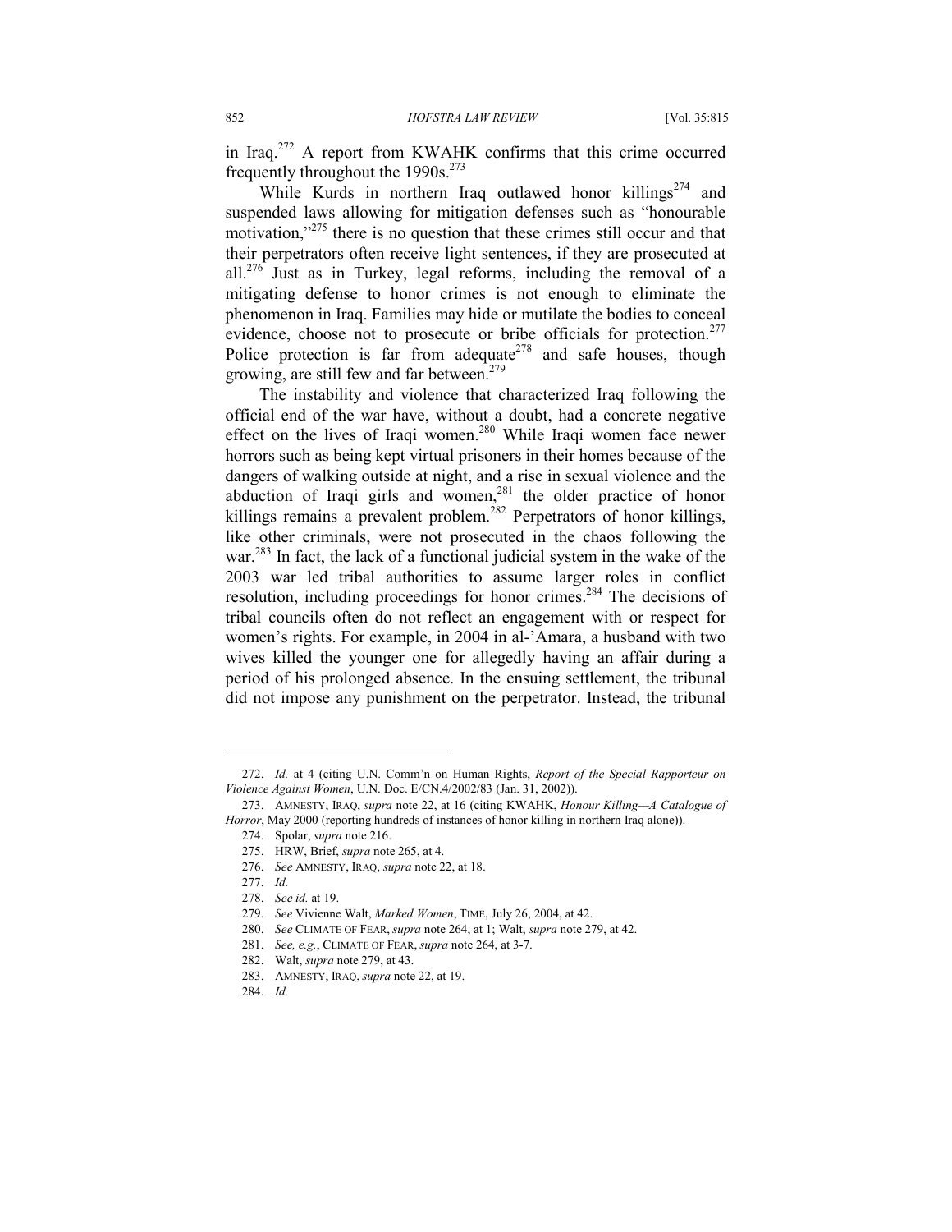in Iraq.[272] A report from KWAHK confirms that this crime occurred frequently throughout the 1990s.[273]

While Kurds in northern Iraq outlawed honor killings[274] and suspended laws allowing for mitigation defenses such as "honourable motivation,"[275] there is no question that these crimes still occur and that their perpetrators often receive light sentences, if they are prosecuted at all.[276] Just as in Turkey, legal reforms, including the removal of a mitigating defense to honor crimes is not enough to eliminate the phenomenon in Iraq. Families may hide or mutilate the bodies to conceal evidence, choose not to prosecute or bribe officials for protection.[277] Police protection is far from adequate[278] and safe houses, though growing, are still few and far between.[279]

The instability and violence that characterized Iraq following the official end of the war have, without a doubt, had a concrete negative effect on the lives of Iraqi women.[280] While Iraqi women face newer horrors such as being kept virtual prisoners in their homes because of the dangers of walking outside at night, and a rise in sexual violence and the abduction of Iraqi girls and women,[281] the older practice of honor killings remains a prevalent problem.[282] Perpetrators of honor killings, like other criminals, were not prosecuted in the chaos following the war.[283] In fact, the lack of a functional judicial system in the wake of the 2003 war led tribal authorities to assume larger roles in conflict resolution, including proceedings for honor crimes.[284] The decisions of tribal councils often do not reflect an engagement with or respect for women's rights. For example, in 2004 in al-'Amara, a husband with two wives killed the younger one for allegedly having an affair during a period of his prolonged absence. In the ensuing settlement, the tribunal did not impose any punishment on the perpetrator. Instead, the tribunal

---

272. *Id.* at 4 (citing U.N. Comm'n on Human Rights, *Report of the Special Rapporteur on Violence Against Women*, U.N. Doc. E/CN.4/2002/83 (Jan. 31, 2002)).

273. AMNESTY, IRAQ, *supra* note 22, at 16 (citing KWAHK, *Honour Killing—A Catalogue of Horror*, May 2000 (reporting hundreds of instances of honor killing in northern Iraq alone)).

274. Spolar, *supra* note 216.

275. HRW, Brief, *supra* note 265, at 4.

276. *See* AMNESTY, IRAQ, *supra* note 22, at 18.

277. *Id.*

278. *See id.* at 19.

279. *See* Vivienne Walt, *Marked Women*, TIME, July 26, 2004, at 42.

280. *See* CLIMATE OF FEAR, *supra* note 264, at 1; Walt, *supra* note 279, at 42.

281. *See, e.g.*, CLIMATE OF FEAR, *supra* note 264, at 3-7.

282. Walt, *supra* note 279, at 43.

283. AMNESTY, IRAQ, *supra* note 22, at 19.

284. *Id.*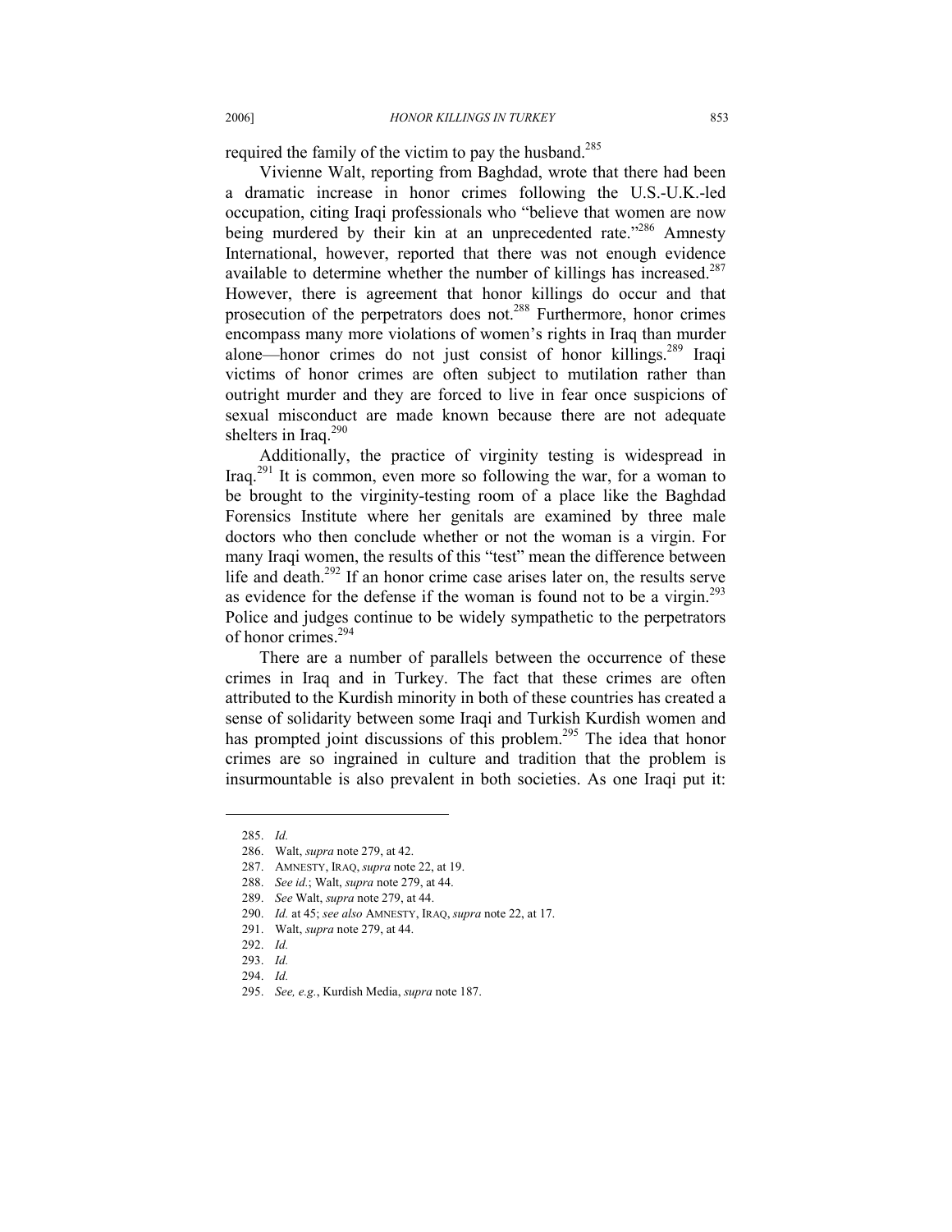required the family of the victim to pay the husband.[285]

Vivienne Walt, reporting from Baghdad, wrote that there had been a dramatic increase in honor crimes following the U.S.-U.K.-led occupation, citing Iraqi professionals who "believe that women are now being murdered by their kin at an unprecedented rate."[286] Amnesty International, however, reported that there was not enough evidence available to determine whether the number of killings has increased.[287] However, there is agreement that honor killings do occur and that prosecution of the perpetrators does not.[288] Furthermore, honor crimes encompass many more violations of women's rights in Iraq than murder alone—honor crimes do not just consist of honor killings.[289] Iraqi victims of honor crimes are often subject to mutilation rather than outright murder and they are forced to live in fear once suspicions of sexual misconduct are made known because there are not adequate shelters in Iraq.[290]

Additionally, the practice of virginity testing is widespread in Iraq.[291] It is common, even more so following the war, for a woman to be brought to the virginity-testing room of a place like the Baghdad Forensics Institute where her genitals are examined by three male doctors who then conclude whether or not the woman is a virgin. For many Iraqi women, the results of this "test" mean the difference between life and death.[292] If an honor crime case arises later on, the results serve as evidence for the defense if the woman is found not to be a virgin.[293] Police and judges continue to be widely sympathetic to the perpetrators of honor crimes.[294]

There are a number of parallels between the occurrence of these crimes in Iraq and in Turkey. The fact that these crimes are often attributed to the Kurdish minority in both of these countries has created a sense of solidarity between some Iraqi and Turkish Kurdish women and has prompted joint discussions of this problem.[295] The idea that honor crimes are so ingrained in culture and tradition that the problem is insurmountable is also prevalent in both societies. As one Iraqi put it:

---

285. *Id.*

286. Walt, *supra* note 279, at 42.

287. AMNESTY, IRAQ, *supra* note 22, at 19.

288. *See id.*; Walt, *supra* note 279, at 44.

289. *See* Walt, *supra* note 279, at 44.

290. *Id.* at 45; *see also* AMNESTY, IRAQ, *supra* note 22, at 17.

291. Walt, *supra* note 279, at 44.

292. *Id.*

293. *Id.*

294. *Id.*

295. *See, e.g.*, Kurdish Media, *supra* note 187.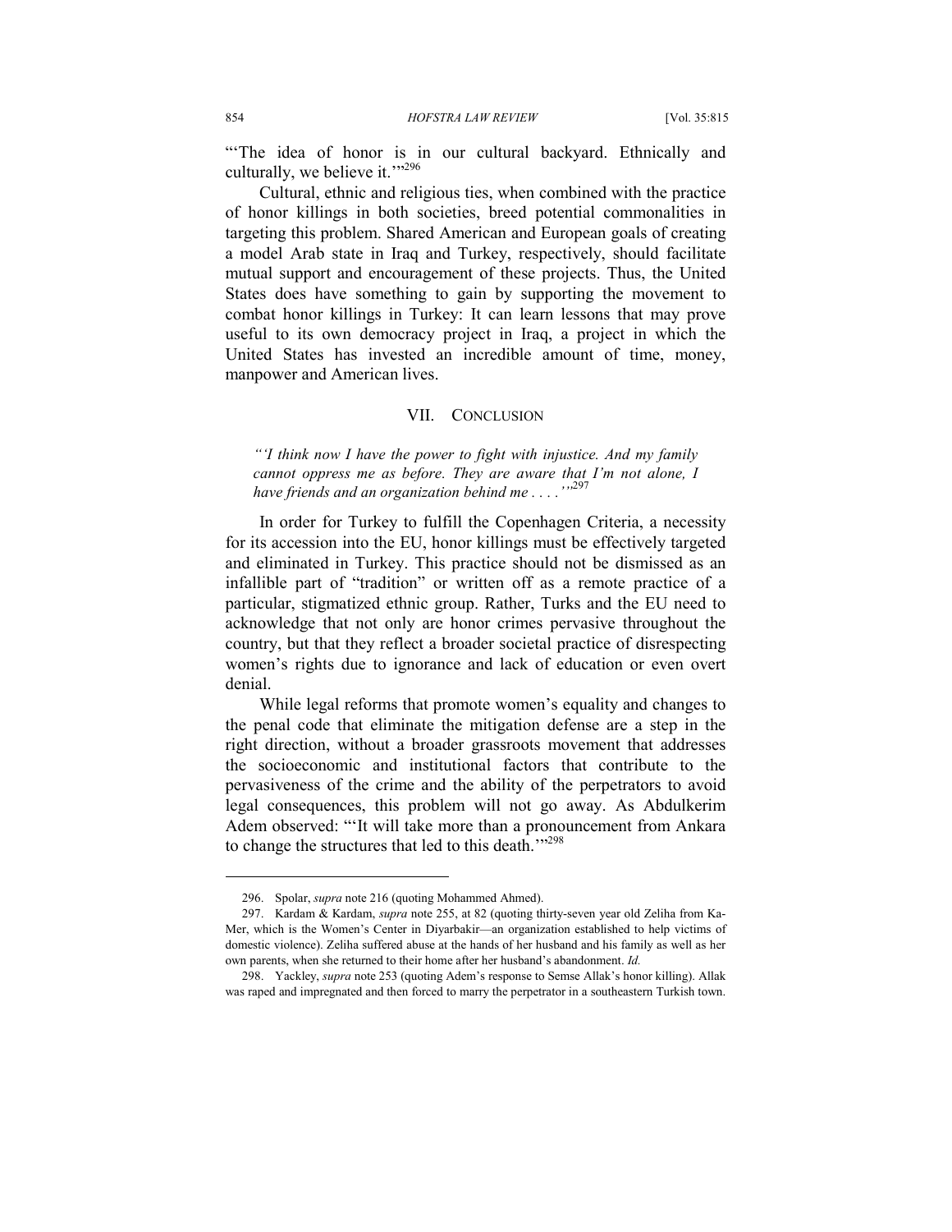"'The idea of honor is in our cultural backyard. Ethnically and culturally, we believe it.'"[296]

Cultural, ethnic and religious ties, when combined with the practice of honor killings in both societies, breed potential commonalities in targeting this problem. Shared American and European goals of creating a model Arab state in Iraq and Turkey, respectively, should facilitate mutual support and encouragement of these projects. Thus, the United States does have something to gain by supporting the movement to combat honor killings in Turkey: It can learn lessons that may prove useful to its own democracy project in Iraq, a project in which the United States has invested an incredible amount of time, money, manpower and American lives.

## VII. CONCLUSION

*"'I think now I have the power to fight with injustice. And my family cannot oppress me as before. They are aware that I'm not alone, I have friends and an organization behind me . . . .'"*[297]

In order for Turkey to fulfill the Copenhagen Criteria, a necessity for its accession into the EU, honor killings must be effectively targeted and eliminated in Turkey. This practice should not be dismissed as an infallible part of "tradition" or written off as a remote practice of a particular, stigmatized ethnic group. Rather, Turks and the EU need to acknowledge that not only are honor crimes pervasive throughout the country, but that they reflect a broader societal practice of disrespecting women's rights due to ignorance and lack of education or even overt denial.

While legal reforms that promote women's equality and changes to the penal code that eliminate the mitigation defense are a step in the right direction, without a broader grassroots movement that addresses the socioeconomic and institutional factors that contribute to the pervasiveness of the crime and the ability of the perpetrators to avoid legal consequences, this problem will not go away. As Abdulkerim Adem observed: "'It will take more than a pronouncement from Ankara to change the structures that led to this death.'"[298]

---

296. Spolar, *supra* note 216 (quoting Mohammed Ahmed).

297. Kardam & Kardam, *supra* note 255, at 82 (quoting thirty-seven year old Zeliha from Ka-Mer, which is the Women's Center in Diyarbakir—an organization established to help victims of domestic violence). Zeliha suffered abuse at the hands of her husband and his family as well as her own parents, when she returned to their home after her husband's abandonment. *Id.*

298. Yackley, *supra* note 253 (quoting Adem's response to Semse Allak's honor killing). Allak was raped and impregnated and then forced to marry the perpetrator in a southeastern Turkish town.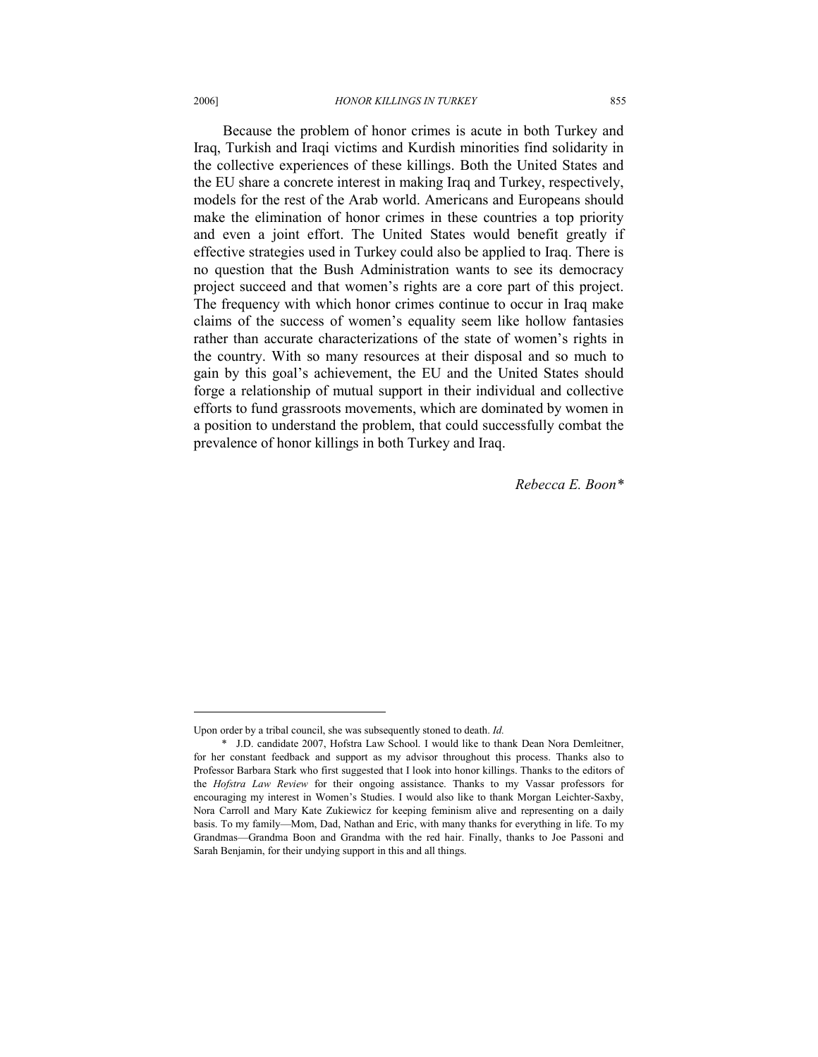Because the problem of honor crimes is acute in both Turkey and Iraq, Turkish and Iraqi victims and Kurdish minorities find solidarity in the collective experiences of these killings. Both the United States and the EU share a concrete interest in making Iraq and Turkey, respectively, models for the rest of the Arab world. Americans and Europeans should make the elimination of honor crimes in these countries a top priority and even a joint effort. The United States would benefit greatly if effective strategies used in Turkey could also be applied to Iraq. There is no question that the Bush Administration wants to see its democracy project succeed and that women's rights are a core part of this project. The frequency with which honor crimes continue to occur in Iraq make claims of the success of women's equality seem like hollow fantasies rather than accurate characterizations of the state of women's rights in the country. With so many resources at their disposal and so much to gain by this goal's achievement, the EU and the United States should forge a relationship of mutual support in their individual and collective efforts to fund grassroots movements, which are dominated by women in a position to understand the problem, that could successfully combat the prevalence of honor killings in both Turkey and Iraq.

*Rebecca E. Boon**

---

Upon order by a tribal council, she was subsequently stoned to death. *Id.*

\* J.D. candidate 2007, Hofstra Law School. I would like to thank Dean Nora Demleitner, for her constant feedback and support as my advisor throughout this process. Thanks also to Professor Barbara Stark who first suggested that I look into honor killings. Thanks to the editors of the *Hofstra Law Review* for their ongoing assistance. Thanks to my Vassar professors for encouraging my interest in Women's Studies. I would also like to thank Morgan Leichter-Saxby, Nora Carroll and Mary Kate Zukiewicz for keeping feminism alive and representing on a daily basis. To my family—Mom, Dad, Nathan and Eric, with many thanks for everything in life. To my Grandmas—Grandma Boon and Grandma with the red hair. Finally, thanks to Joe Passoni and Sarah Benjamin, for their undying support in this and all things.